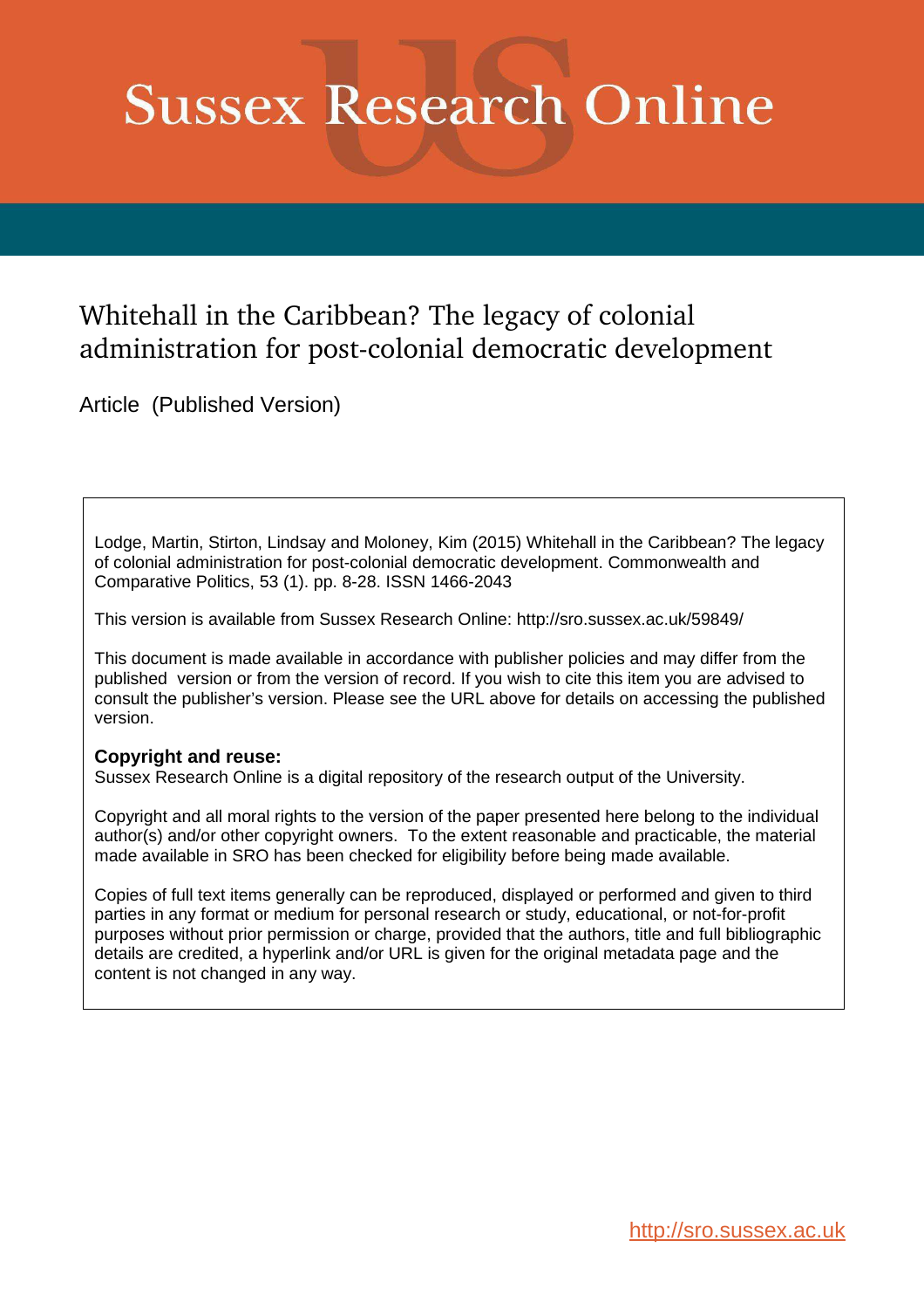# Sussex Research Online

## Whitehall in the Caribbean? The legacy of colonial administration for post-colonial democratic development

Article (Published Version)

Lodge, Martin, Stirton, Lindsay and Moloney, Kim (2015) Whitehall in the Caribbean? The legacy of colonial administration for post-colonial democratic development. Commonwealth and Comparative Politics, 53 (1). pp. 8-28. ISSN 1466-2043

This version is available from Sussex Research Online: http://sro.sussex.ac.uk/59849/

This document is made available in accordance with publisher policies and may differ from the published version or from the version of record. If you wish to cite this item you are advised to consult the publisher's version. Please see the URL above for details on accessing the published version.

**Copyright and reuse:**
Sussex Research Online is a digital repository of the research output of the University.

Copyright and all moral rights to the version of the paper presented here belong to the individual author(s) and/or other copyright owners. To the extent reasonable and practicable, the material made available in SRO has been checked for eligibility before being made available.

Copies of full text items generally can be reproduced, displayed or performed and given to third parties in any format or medium for personal research or study, educational, or not-for-profit purposes without prior permission or charge, provided that the authors, title and full bibliographic details are credited, a hyperlink and/or URL is given for the original metadata page and the content is not changed in any way.

http://sro.sussex.ac.uk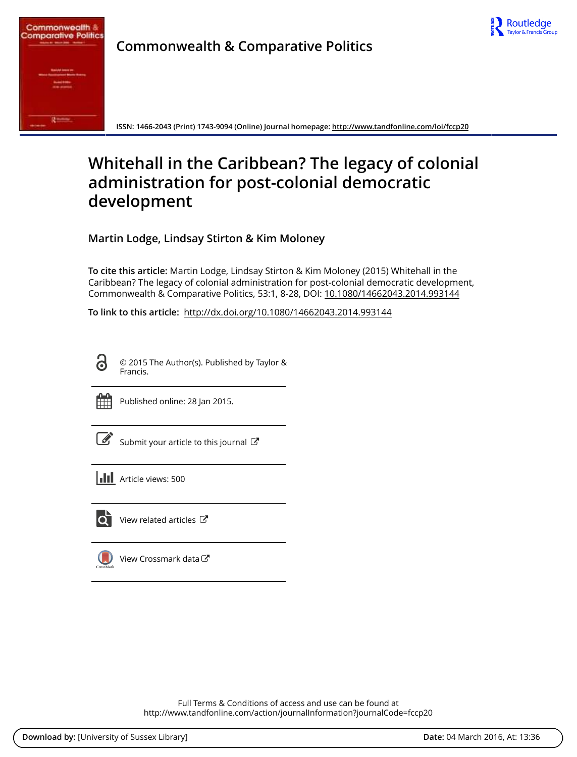Commonwealth & Comparative Politics

ISSN: 1466-2043 (Print) 1743-9094 (Online) Journal homepage: http://www.tandfonline.com/loi/fccp20

# Whitehall in the Caribbean? The legacy of colonial administration for post-colonial democratic development

**Martin Lodge, Lindsay Stirton & Kim Moloney**

**To cite this article:** Martin Lodge, Lindsay Stirton & Kim Moloney (2015) Whitehall in the Caribbean? The legacy of colonial administration for post-colonial democratic development, Commonwealth & Comparative Politics, 53:1, 8-28, DOI: 10.1080/14662043.2014.993144

**To link to this article:** http://dx.doi.org/10.1080/14662043.2014.993144

© 2015 The Author(s). Published by Taylor & Francis.

Published online: 28 Jan 2015.

Submit your article to this journal

Article views: 500

View related articles

View Crossmark data

Full Terms & Conditions of access and use can be found at http://www.tandfonline.com/action/journalInformation?journalCode=fccp20

**Download by:** [University of Sussex Library] **Date:** 04 March 2016, At: 13:36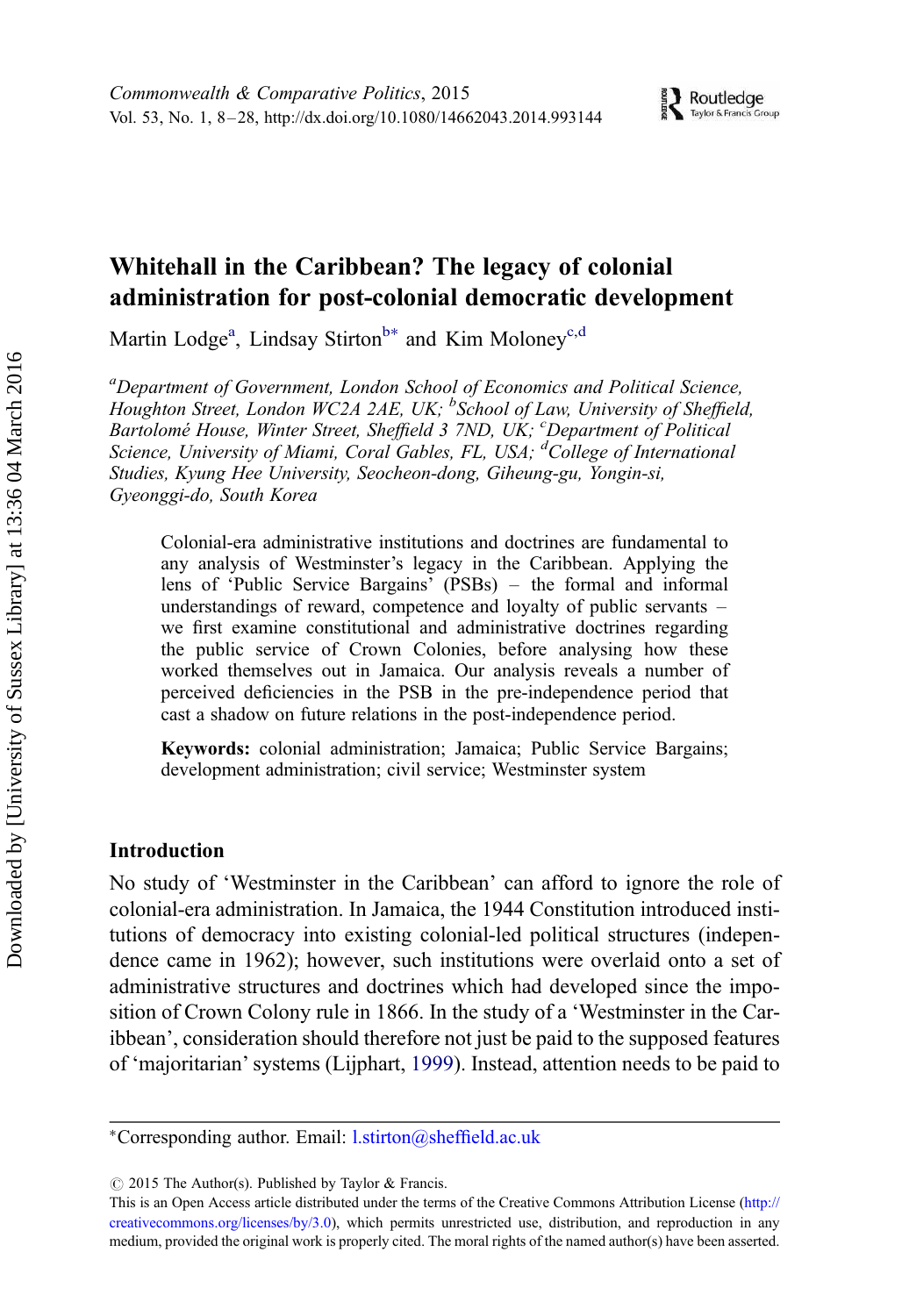# Whitehall in the Caribbean? The legacy of colonial administration for post-colonial democratic development

Martin Lodge[a], Lindsay Stirton[b*] and Kim Moloney[c,d]

[a]*Department of Government, London School of Economics and Political Science, Houghton Street, London WC2A 2AE, UK;* [b]*School of Law, University of Sheffield, Bartolomé House, Winter Street, Sheffield 3 7ND, UK;* [c]*Department of Political Science, University of Miami, Coral Gables, FL, USA;* [d]*College of International Studies, Kyung Hee University, Seocheon-dong, Giheung-gu, Yongin-si, Gyeonggi-do, South Korea*

Colonial-era administrative institutions and doctrines are fundamental to any analysis of Westminster's legacy in the Caribbean. Applying the lens of 'Public Service Bargains' (PSBs) – the formal and informal understandings of reward, competence and loyalty of public servants – we first examine constitutional and administrative doctrines regarding the public service of Crown Colonies, before analysing how these worked themselves out in Jamaica. Our analysis reveals a number of perceived deficiencies in the PSB in the pre-independence period that cast a shadow on future relations in the post-independence period.

**Keywords:** colonial administration; Jamaica; Public Service Bargains; development administration; civil service; Westminster system

## Introduction

No study of 'Westminster in the Caribbean' can afford to ignore the role of colonial-era administration. In Jamaica, the 1944 Constitution introduced institutions of democracy into existing colonial-led political structures (independence came in 1962); however, such institutions were overlaid onto a set of administrative structures and doctrines which had developed since the imposition of Crown Colony rule in 1866. In the study of a 'Westminster in the Caribbean', consideration should therefore not just be paid to the supposed features of 'majoritarian' systems (Lijphart, 1999). Instead, attention needs to be paid to

---

*Corresponding author. Email: l.stirton@sheffield.ac.uk

© 2015 The Author(s). Published by Taylor & Francis.
This is an Open Access article distributed under the terms of the Creative Commons Attribution License (http://creativecommons.org/licenses/by/3.0), which permits unrestricted use, distribution, and reproduction in any medium, provided the original work is properly cited. The moral rights of the named author(s) have been asserted.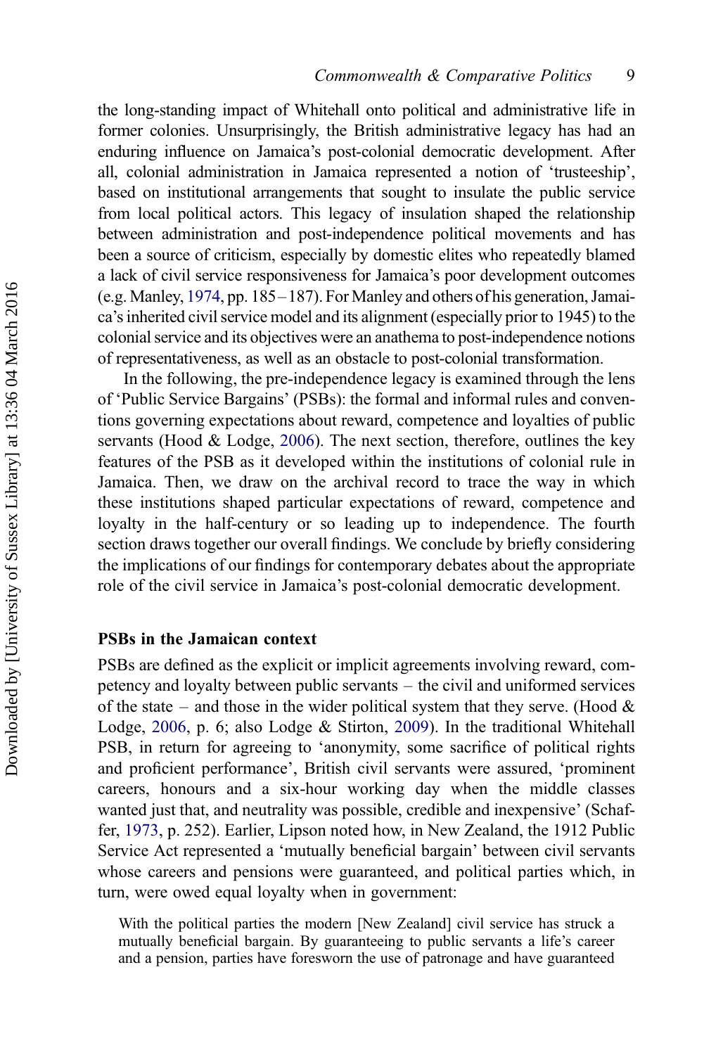the long-standing impact of Whitehall onto political and administrative life in former colonies. Unsurprisingly, the British administrative legacy has had an enduring influence on Jamaica's post-colonial democratic development. After all, colonial administration in Jamaica represented a notion of 'trusteeship', based on institutional arrangements that sought to insulate the public service from local political actors. This legacy of insulation shaped the relationship between administration and post-independence political movements and has been a source of criticism, especially by domestic elites who repeatedly blamed a lack of civil service responsiveness for Jamaica's poor development outcomes (e.g. Manley, 1974, pp. 185–187). For Manley and others of his generation, Jamaica's inherited civil service model and its alignment (especially prior to 1945) to the colonial service and its objectives were an anathema to post-independence notions of representativeness, as well as an obstacle to post-colonial transformation.

In the following, the pre-independence legacy is examined through the lens of 'Public Service Bargains' (PSBs): the formal and informal rules and conventions governing expectations about reward, competence and loyalties of public servants (Hood & Lodge, 2006). The next section, therefore, outlines the key features of the PSB as it developed within the institutions of colonial rule in Jamaica. Then, we draw on the archival record to trace the way in which these institutions shaped particular expectations of reward, competence and loyalty in the half-century or so leading up to independence. The fourth section draws together our overall findings. We conclude by briefly considering the implications of our findings for contemporary debates about the appropriate role of the civil service in Jamaica's post-colonial democratic development.

## PSBs in the Jamaican context

PSBs are defined as the explicit or implicit agreements involving reward, competency and loyalty between public servants – the civil and uniformed services of the state – and those in the wider political system that they serve. (Hood & Lodge, 2006, p. 6; also Lodge & Stirton, 2009). In the traditional Whitehall PSB, in return for agreeing to 'anonymity, some sacrifice of political rights and proficient performance', British civil servants were assured, 'prominent careers, honours and a six-hour working day when the middle classes wanted just that, and neutrality was possible, credible and inexpensive' (Schaffer, 1973, p. 252). Earlier, Lipson noted how, in New Zealand, the 1912 Public Service Act represented a 'mutually beneficial bargain' between civil servants whose careers and pensions were guaranteed, and political parties which, in turn, were owed equal loyalty when in government:

> With the political parties the modern [New Zealand] civil service has struck a mutually beneficial bargain. By guaranteeing to public servants a life's career and a pension, parties have foresworn the use of patronage and have guaranteed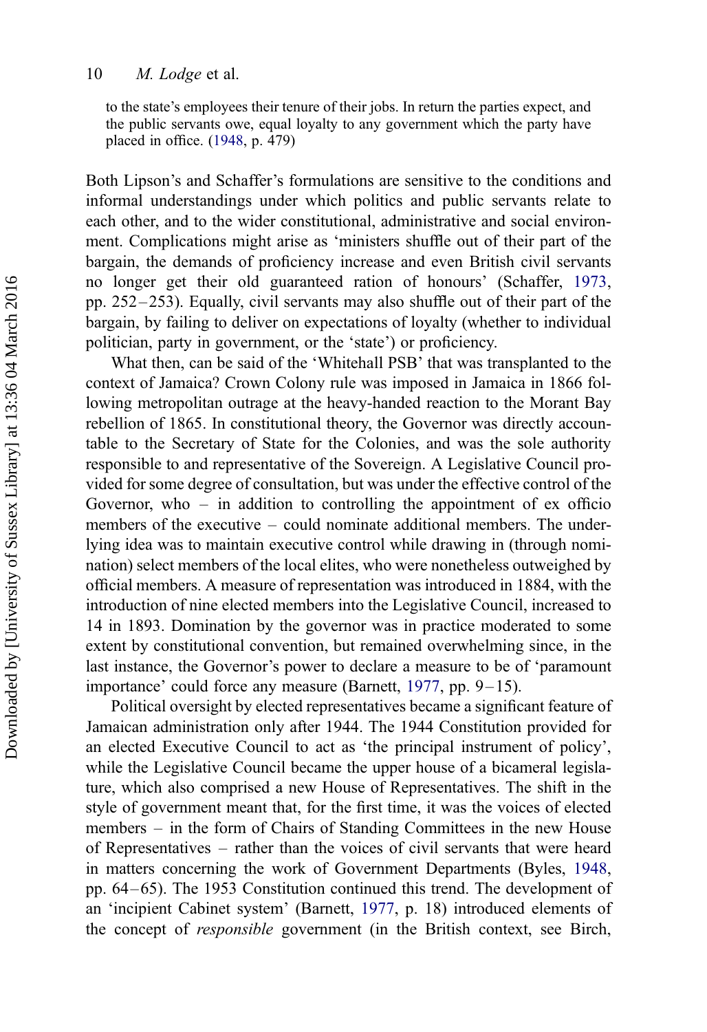to the state's employees their tenure of their jobs. In return the parties expect, and the public servants owe, equal loyalty to any government which the party have placed in office. (1948, p. 479)

Both Lipson's and Schaffer's formulations are sensitive to the conditions and informal understandings under which politics and public servants relate to each other, and to the wider constitutional, administrative and social environment. Complications might arise as 'ministers shuffle out of their part of the bargain, the demands of proficiency increase and even British civil servants no longer get their old guaranteed ration of honours' (Schaffer, 1973, pp. 252–253). Equally, civil servants may also shuffle out of their part of the bargain, by failing to deliver on expectations of loyalty (whether to individual politician, party in government, or the 'state') or proficiency.

What then, can be said of the 'Whitehall PSB' that was transplanted to the context of Jamaica? Crown Colony rule was imposed in Jamaica in 1866 following metropolitan outrage at the heavy-handed reaction to the Morant Bay rebellion of 1865. In constitutional theory, the Governor was directly accountable to the Secretary of State for the Colonies, and was the sole authority responsible to and representative of the Sovereign. A Legislative Council provided for some degree of consultation, but was under the effective control of the Governor, who – in addition to controlling the appointment of ex officio members of the executive – could nominate additional members. The underlying idea was to maintain executive control while drawing in (through nomination) select members of the local elites, who were nonetheless outweighed by official members. A measure of representation was introduced in 1884, with the introduction of nine elected members into the Legislative Council, increased to 14 in 1893. Domination by the governor was in practice moderated to some extent by constitutional convention, but remained overwhelming since, in the last instance, the Governor's power to declare a measure to be of 'paramount importance' could force any measure (Barnett, 1977, pp. 9–15).

Political oversight by elected representatives became a significant feature of Jamaican administration only after 1944. The 1944 Constitution provided for an elected Executive Council to act as 'the principal instrument of policy', while the Legislative Council became the upper house of a bicameral legislature, which also comprised a new House of Representatives. The shift in the style of government meant that, for the first time, it was the voices of elected members – in the form of Chairs of Standing Committees in the new House of Representatives – rather than the voices of civil servants that were heard in matters concerning the work of Government Departments (Byles, 1948, pp. 64–65). The 1953 Constitution continued this trend. The development of an 'incipient Cabinet system' (Barnett, 1977, p. 18) introduced elements of the concept of *responsible* government (in the British context, see Birch,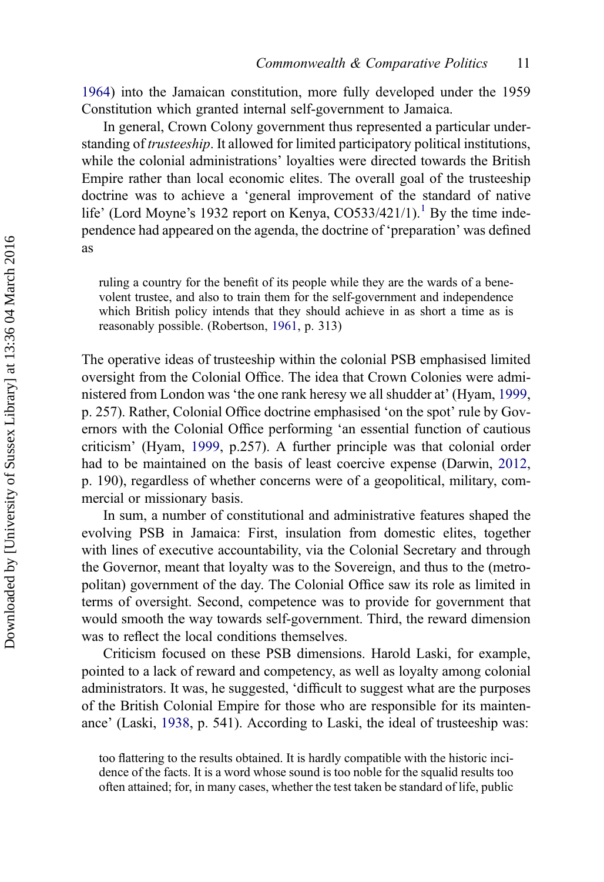1964) into the Jamaican constitution, more fully developed under the 1959 Constitution which granted internal self-government to Jamaica.

In general, Crown Colony government thus represented a particular understanding of *trusteeship*. It allowed for limited participatory political institutions, while the colonial administrations' loyalties were directed towards the British Empire rather than local economic elites. The overall goal of the trusteeship doctrine was to achieve a 'general improvement of the standard of native life' (Lord Moyne's 1932 report on Kenya, CO533/421/1).[1] By the time independence had appeared on the agenda, the doctrine of 'preparation' was defined as

> ruling a country for the benefit of its people while they are the wards of a benevolent trustee, and also to train them for the self-government and independence which British policy intends that they should achieve in as short a time as is reasonably possible. (Robertson, 1961, p. 313)

The operative ideas of trusteeship within the colonial PSB emphasised limited oversight from the Colonial Office. The idea that Crown Colonies were administered from London was 'the one rank heresy we all shudder at' (Hyam, 1999, p. 257). Rather, Colonial Office doctrine emphasised 'on the spot' rule by Governors with the Colonial Office performing 'an essential function of cautious criticism' (Hyam, 1999, p.257). A further principle was that colonial order had to be maintained on the basis of least coercive expense (Darwin, 2012, p. 190), regardless of whether concerns were of a geopolitical, military, commercial or missionary basis.

In sum, a number of constitutional and administrative features shaped the evolving PSB in Jamaica: First, insulation from domestic elites, together with lines of executive accountability, via the Colonial Secretary and through the Governor, meant that loyalty was to the Sovereign, and thus to the (metropolitan) government of the day. The Colonial Office saw its role as limited in terms of oversight. Second, competence was to provide for government that would smooth the way towards self-government. Third, the reward dimension was to reflect the local conditions themselves.

Criticism focused on these PSB dimensions. Harold Laski, for example, pointed to a lack of reward and competency, as well as loyalty among colonial administrators. It was, he suggested, 'difficult to suggest what are the purposes of the British Colonial Empire for those who are responsible for its maintenance' (Laski, 1938, p. 541). According to Laski, the ideal of trusteeship was:

> too flattering to the results obtained. It is hardly compatible with the historic incidence of the facts. It is a word whose sound is too noble for the squalid results too often attained; for, in many cases, whether the test taken be standard of life, public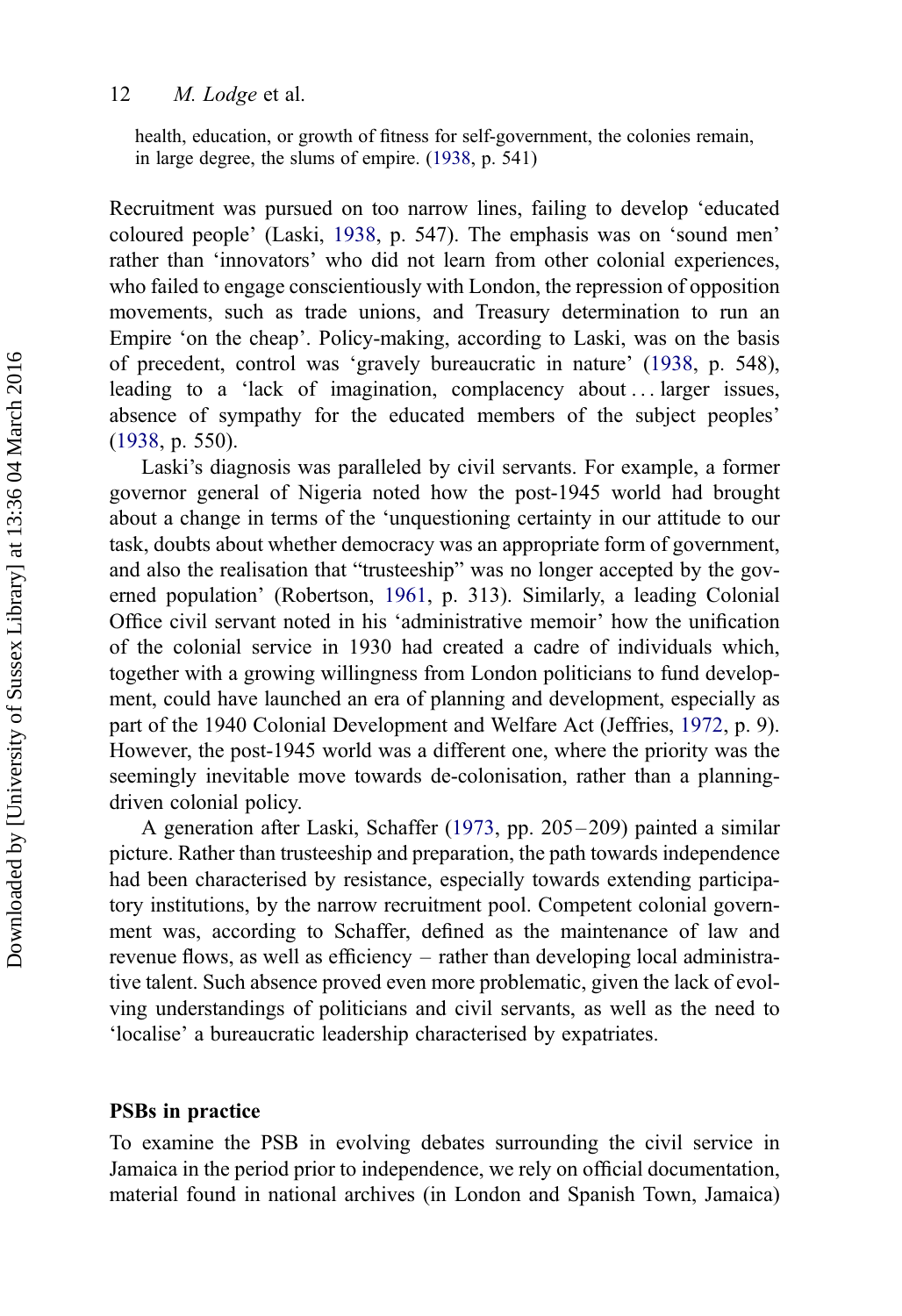health, education, or growth of fitness for self-government, the colonies remain, in large degree, the slums of empire. (1938, p. 541)

Recruitment was pursued on too narrow lines, failing to develop 'educated coloured people' (Laski, 1938, p. 547). The emphasis was on 'sound men' rather than 'innovators' who did not learn from other colonial experiences, who failed to engage conscientiously with London, the repression of opposition movements, such as trade unions, and Treasury determination to run an Empire 'on the cheap'. Policy-making, according to Laski, was on the basis of precedent, control was 'gravely bureaucratic in nature' (1938, p. 548), leading to a 'lack of imagination, complacency about ... larger issues, absence of sympathy for the educated members of the subject peoples' (1938, p. 550).

Laski's diagnosis was paralleled by civil servants. For example, a former governor general of Nigeria noted how the post-1945 world had brought about a change in terms of the 'unquestioning certainty in our attitude to our task, doubts about whether democracy was an appropriate form of government, and also the realisation that "trusteeship" was no longer accepted by the governed population' (Robertson, 1961, p. 313). Similarly, a leading Colonial Office civil servant noted in his 'administrative memoir' how the unification of the colonial service in 1930 had created a cadre of individuals which, together with a growing willingness from London politicians to fund development, could have launched an era of planning and development, especially as part of the 1940 Colonial Development and Welfare Act (Jeffries, 1972, p. 9). However, the post-1945 world was a different one, where the priority was the seemingly inevitable move towards de-colonisation, rather than a planning-driven colonial policy.

A generation after Laski, Schaffer (1973, pp. 205–209) painted a similar picture. Rather than trusteeship and preparation, the path towards independence had been characterised by resistance, especially towards extending participatory institutions, by the narrow recruitment pool. Competent colonial government was, according to Schaffer, defined as the maintenance of law and revenue flows, as well as efficiency – rather than developing local administrative talent. Such absence proved even more problematic, given the lack of evolving understandings of politicians and civil servants, as well as the need to 'localise' a bureaucratic leadership characterised by expatriates.

## PSBs in practice

To examine the PSB in evolving debates surrounding the civil service in Jamaica in the period prior to independence, we rely on official documentation, material found in national archives (in London and Spanish Town, Jamaica)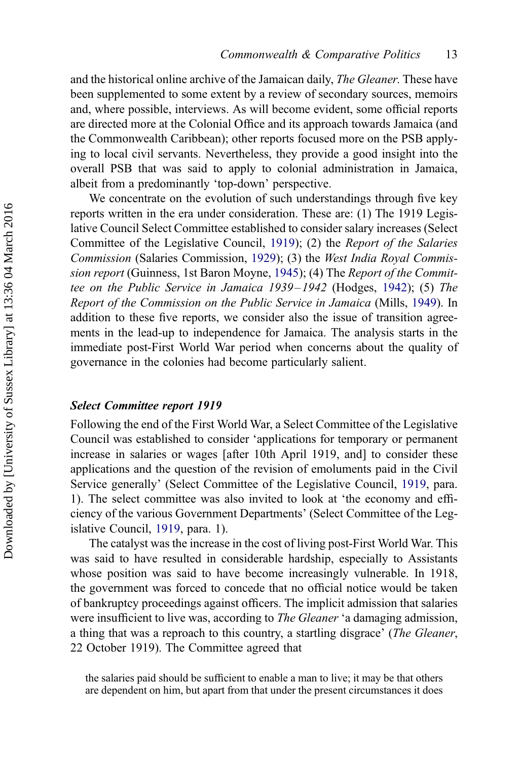and the historical online archive of the Jamaican daily, *The Gleaner*. These have been supplemented to some extent by a review of secondary sources, memoirs and, where possible, interviews. As will become evident, some official reports are directed more at the Colonial Office and its approach towards Jamaica (and the Commonwealth Caribbean); other reports focused more on the PSB applying to local civil servants. Nevertheless, they provide a good insight into the overall PSB that was said to apply to colonial administration in Jamaica, albeit from a predominantly 'top-down' perspective.

We concentrate on the evolution of such understandings through five key reports written in the era under consideration. These are: (1) The 1919 Legislative Council Select Committee established to consider salary increases (Select Committee of the Legislative Council, 1919); (2) the *Report of the Salaries Commission* (Salaries Commission, 1929); (3) the *West India Royal Commission report* (Guinness, 1st Baron Moyne, 1945); (4) The *Report of the Committee on the Public Service in Jamaica 1939–1942* (Hodges, 1942); (5) *The Report of the Commission on the Public Service in Jamaica* (Mills, 1949). In addition to these five reports, we consider also the issue of transition agreements in the lead-up to independence for Jamaica. The analysis starts in the immediate post-First World War period when concerns about the quality of governance in the colonies had become particularly salient.

### Select Committee report 1919

Following the end of the First World War, a Select Committee of the Legislative Council was established to consider 'applications for temporary or permanent increase in salaries or wages [after 10th April 1919, and] to consider these applications and the question of the revision of emoluments paid in the Civil Service generally' (Select Committee of the Legislative Council, 1919, para. 1). The select committee was also invited to look at 'the economy and efficiency of the various Government Departments' (Select Committee of the Legislative Council, 1919, para. 1).

The catalyst was the increase in the cost of living post-First World War. This was said to have resulted in considerable hardship, especially to Assistants whose position was said to have become increasingly vulnerable. In 1918, the government was forced to concede that no official notice would be taken of bankruptcy proceedings against officers. The implicit admission that salaries were insufficient to live was, according to *The Gleaner* 'a damaging admission, a thing that was a reproach to this country, a startling disgrace' (*The Gleaner*, 22 October 1919). The Committee agreed that

> the salaries paid should be sufficient to enable a man to live; it may be that others are dependent on him, but apart from that under the present circumstances it does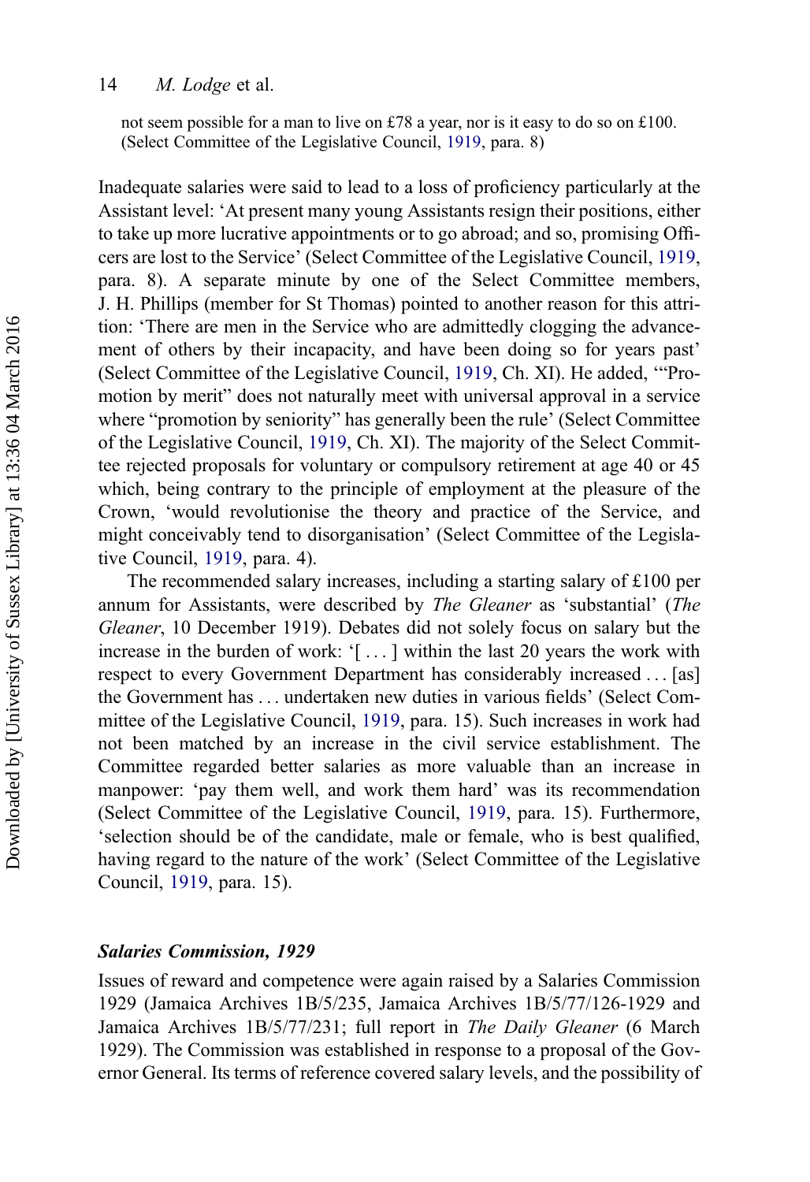not seem possible for a man to live on £78 a year, nor is it easy to do so on £100. (Select Committee of the Legislative Council, 1919, para. 8)

Inadequate salaries were said to lead to a loss of proficiency particularly at the Assistant level: 'At present many young Assistants resign their positions, either to take up more lucrative appointments or to go abroad; and so, promising Officers are lost to the Service' (Select Committee of the Legislative Council, 1919, para. 8). A separate minute by one of the Select Committee members, J. H. Phillips (member for St Thomas) pointed to another reason for this attrition: 'There are men in the Service who are admittedly clogging the advancement of others by their incapacity, and have been doing so for years past' (Select Committee of the Legislative Council, 1919, Ch. XI). He added, '"Promotion by merit" does not naturally meet with universal approval in a service where "promotion by seniority" has generally been the rule' (Select Committee of the Legislative Council, 1919, Ch. XI). The majority of the Select Committee rejected proposals for voluntary or compulsory retirement at age 40 or 45 which, being contrary to the principle of employment at the pleasure of the Crown, 'would revolutionise the theory and practice of the Service, and might conceivably tend to disorganisation' (Select Committee of the Legislative Council, 1919, para. 4).

The recommended salary increases, including a starting salary of £100 per annum for Assistants, were described by *The Gleaner* as 'substantial' (*The Gleaner*, 10 December 1919). Debates did not solely focus on salary but the increase in the burden of work: '[ . . . ] within the last 20 years the work with respect to every Government Department has considerably increased . . . [as] the Government has . . . undertaken new duties in various fields' (Select Committee of the Legislative Council, 1919, para. 15). Such increases in work had not been matched by an increase in the civil service establishment. The Committee regarded better salaries as more valuable than an increase in manpower: 'pay them well, and work them hard' was its recommendation (Select Committee of the Legislative Council, 1919, para. 15). Furthermore, 'selection should be of the candidate, male or female, who is best qualified, having regard to the nature of the work' (Select Committee of the Legislative Council, 1919, para. 15).

### *Salaries Commission, 1929*

Issues of reward and competence were again raised by a Salaries Commission 1929 (Jamaica Archives 1B/5/235, Jamaica Archives 1B/5/77/126-1929 and Jamaica Archives 1B/5/77/231; full report in *The Daily Gleaner* (6 March 1929). The Commission was established in response to a proposal of the Governor General. Its terms of reference covered salary levels, and the possibility of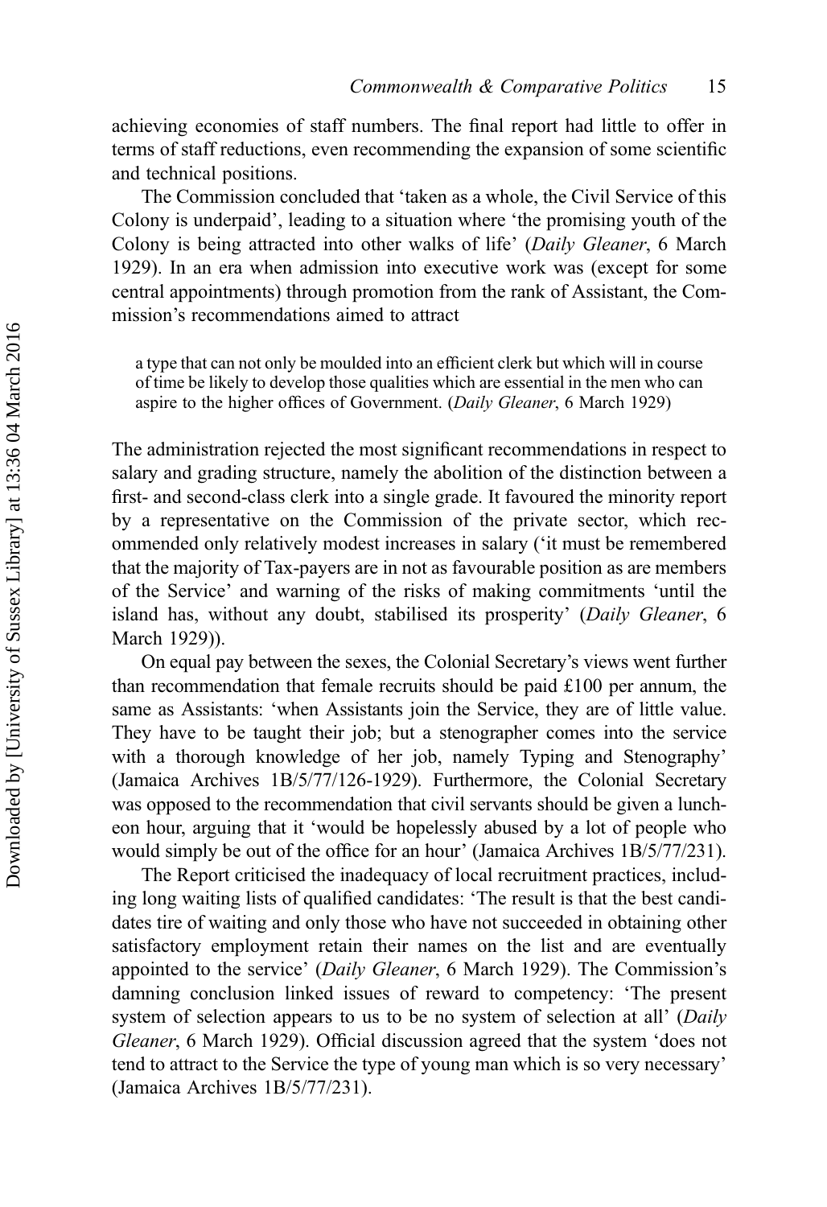achieving economies of staff numbers. The final report had little to offer in terms of staff reductions, even recommending the expansion of some scientific and technical positions.

The Commission concluded that 'taken as a whole, the Civil Service of this Colony is underpaid', leading to a situation where 'the promising youth of the Colony is being attracted into other walks of life' (*Daily Gleaner*, 6 March 1929). In an era when admission into executive work was (except for some central appointments) through promotion from the rank of Assistant, the Commission's recommendations aimed to attract

> a type that can not only be moulded into an efficient clerk but which will in course of time be likely to develop those qualities which are essential in the men who can aspire to the higher offices of Government. (*Daily Gleaner*, 6 March 1929)

The administration rejected the most significant recommendations in respect to salary and grading structure, namely the abolition of the distinction between a first- and second-class clerk into a single grade. It favoured the minority report by a representative on the Commission of the private sector, which recommended only relatively modest increases in salary ('it must be remembered that the majority of Tax-payers are in not as favourable position as are members of the Service' and warning of the risks of making commitments 'until the island has, without any doubt, stabilised its prosperity' (*Daily Gleaner*, 6 March 1929)).

On equal pay between the sexes, the Colonial Secretary's views went further than recommendation that female recruits should be paid £100 per annum, the same as Assistants: 'when Assistants join the Service, they are of little value. They have to be taught their job; but a stenographer comes into the service with a thorough knowledge of her job, namely Typing and Stenography' (Jamaica Archives 1B/5/77/126-1929). Furthermore, the Colonial Secretary was opposed to the recommendation that civil servants should be given a luncheon hour, arguing that it 'would be hopelessly abused by a lot of people who would simply be out of the office for an hour' (Jamaica Archives 1B/5/77/231).

The Report criticised the inadequacy of local recruitment practices, including long waiting lists of qualified candidates: 'The result is that the best candidates tire of waiting and only those who have not succeeded in obtaining other satisfactory employment retain their names on the list and are eventually appointed to the service' (*Daily Gleaner*, 6 March 1929). The Commission's damning conclusion linked issues of reward to competency: 'The present system of selection appears to us to be no system of selection at all' (*Daily Gleaner*, 6 March 1929). Official discussion agreed that the system 'does not tend to attract to the Service the type of young man which is so very necessary' (Jamaica Archives 1B/5/77/231).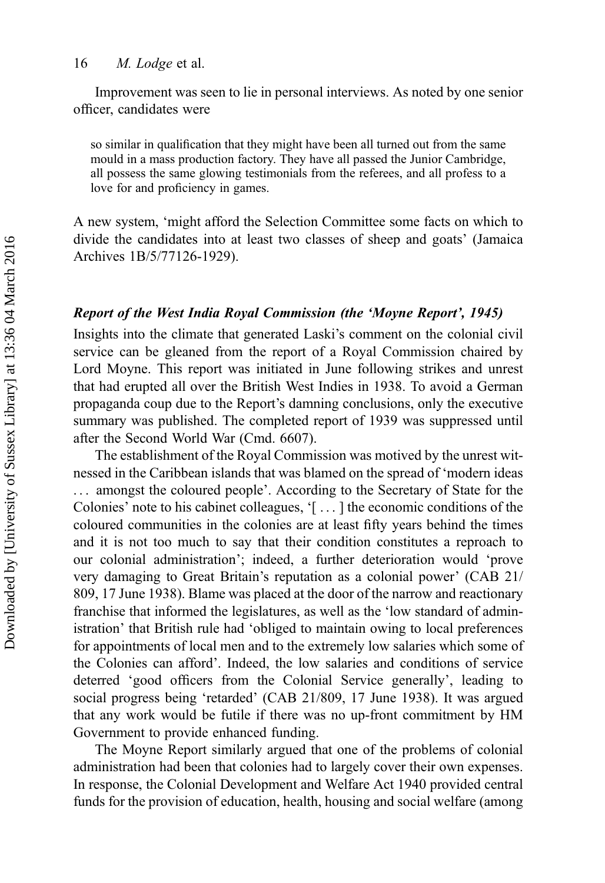Improvement was seen to lie in personal interviews. As noted by one senior officer, candidates were

> so similar in qualification that they might have been all turned out from the same mould in a mass production factory. They have all passed the Junior Cambridge, all possess the same glowing testimonials from the referees, and all profess to a love for and proficiency in games.

A new system, 'might afford the Selection Committee some facts on which to divide the candidates into at least two classes of sheep and goats' (Jamaica Archives 1B/5/77126-1929).

### *Report of the West India Royal Commission (the 'Moyne Report', 1945)*

Insights into the climate that generated Laski's comment on the colonial civil service can be gleaned from the report of a Royal Commission chaired by Lord Moyne. This report was initiated in June following strikes and unrest that had erupted all over the British West Indies in 1938. To avoid a German propaganda coup due to the Report's damning conclusions, only the executive summary was published. The completed report of 1939 was suppressed until after the Second World War (Cmd. 6607).

The establishment of the Royal Commission was motived by the unrest witnessed in the Caribbean islands that was blamed on the spread of 'modern ideas ... amongst the coloured people'. According to the Secretary of State for the Colonies' note to his cabinet colleagues, '[ ... ] the economic conditions of the coloured communities in the colonies are at least fifty years behind the times and it is not too much to say that their condition constitutes a reproach to our colonial administration'; indeed, a further deterioration would 'prove very damaging to Great Britain's reputation as a colonial power' (CAB 21/809, 17 June 1938). Blame was placed at the door of the narrow and reactionary franchise that informed the legislatures, as well as the 'low standard of administration' that British rule had 'obliged to maintain owing to local preferences for appointments of local men and to the extremely low salaries which some of the Colonies can afford'. Indeed, the low salaries and conditions of service deterred 'good officers from the Colonial Service generally', leading to social progress being 'retarded' (CAB 21/809, 17 June 1938). It was argued that any work would be futile if there was no up-front commitment by HM Government to provide enhanced funding.

The Moyne Report similarly argued that one of the problems of colonial administration had been that colonies had to largely cover their own expenses. In response, the Colonial Development and Welfare Act 1940 provided central funds for the provision of education, health, housing and social welfare (among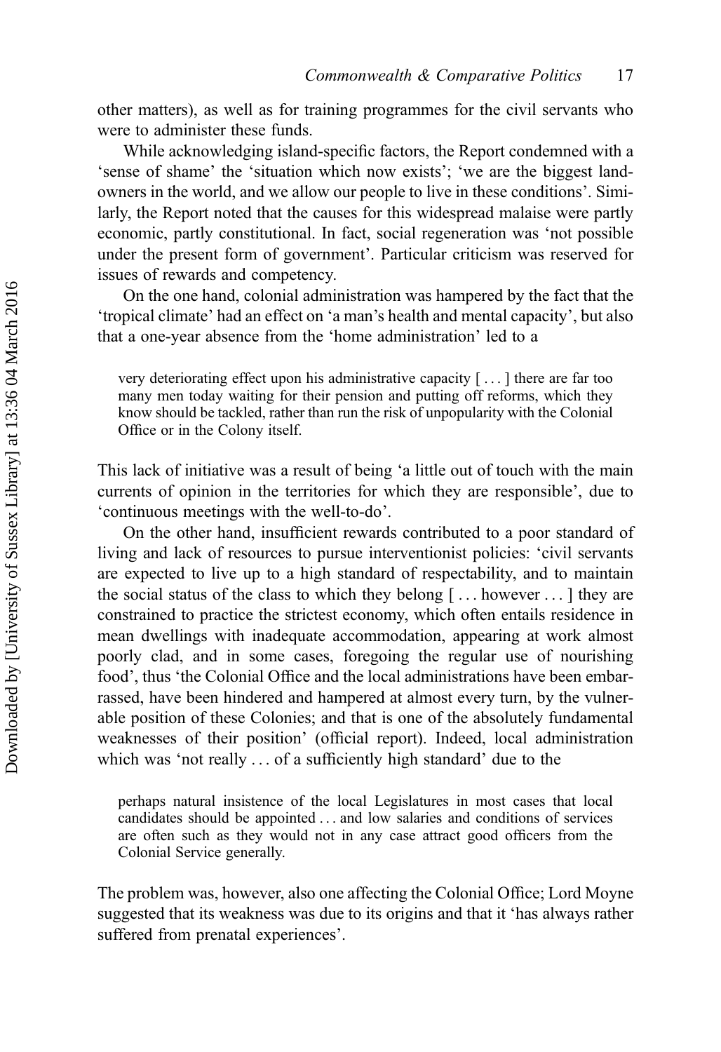other matters), as well as for training programmes for the civil servants who were to administer these funds.

While acknowledging island-specific factors, the Report condemned with a 'sense of shame' the 'situation which now exists'; 'we are the biggest landowners in the world, and we allow our people to live in these conditions'. Similarly, the Report noted that the causes for this widespread malaise were partly economic, partly constitutional. In fact, social regeneration was 'not possible under the present form of government'. Particular criticism was reserved for issues of rewards and competency.

On the one hand, colonial administration was hampered by the fact that the 'tropical climate' had an effect on 'a man's health and mental capacity', but also that a one-year absence from the 'home administration' led to a

> very deteriorating effect upon his administrative capacity [ . . . ] there are far too many men today waiting for their pension and putting off reforms, which they know should be tackled, rather than run the risk of unpopularity with the Colonial Office or in the Colony itself.

This lack of initiative was a result of being 'a little out of touch with the main currents of opinion in the territories for which they are responsible', due to 'continuous meetings with the well-to-do'.

On the other hand, insufficient rewards contributed to a poor standard of living and lack of resources to pursue interventionist policies: 'civil servants are expected to live up to a high standard of respectability, and to maintain the social status of the class to which they belong [ . . . however . . . ] they are constrained to practice the strictest economy, which often entails residence in mean dwellings with inadequate accommodation, appearing at work almost poorly clad, and in some cases, foregoing the regular use of nourishing food', thus 'the Colonial Office and the local administrations have been embarrassed, have been hindered and hampered at almost every turn, by the vulnerable position of these Colonies; and that is one of the absolutely fundamental weaknesses of their position' (official report). Indeed, local administration which was 'not really . . . of a sufficiently high standard' due to the

> perhaps natural insistence of the local Legislatures in most cases that local candidates should be appointed . . . and low salaries and conditions of services are often such as they would not in any case attract good officers from the Colonial Service generally.

The problem was, however, also one affecting the Colonial Office; Lord Moyne suggested that its weakness was due to its origins and that it 'has always rather suffered from prenatal experiences'.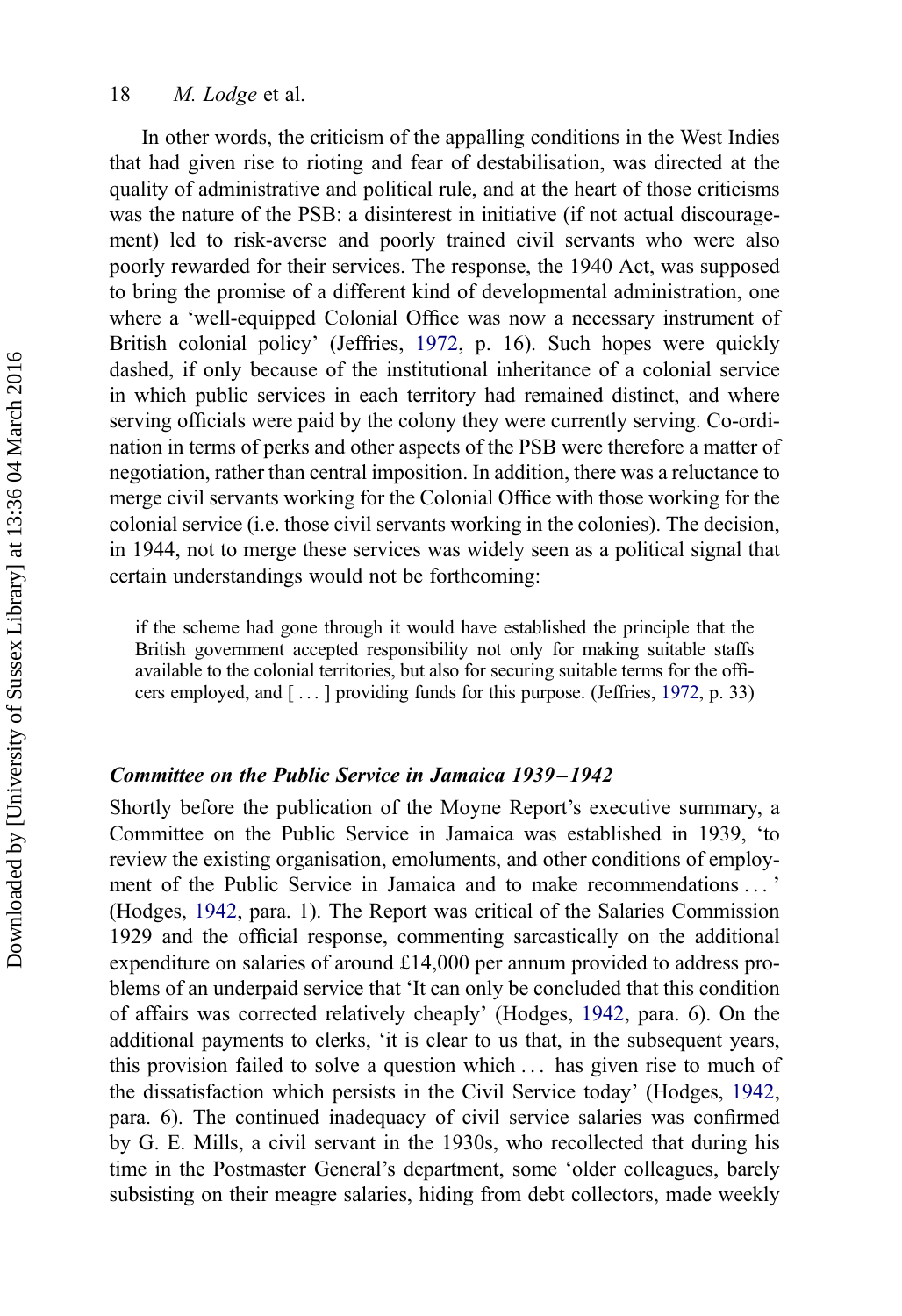In other words, the criticism of the appalling conditions in the West Indies that had given rise to rioting and fear of destabilisation, was directed at the quality of administrative and political rule, and at the heart of those criticisms was the nature of the PSB: a disinterest in initiative (if not actual discouragement) led to risk-averse and poorly trained civil servants who were also poorly rewarded for their services. The response, the 1940 Act, was supposed to bring the promise of a different kind of developmental administration, one where a 'well-equipped Colonial Office was now a necessary instrument of British colonial policy' (Jeffries, 1972, p. 16). Such hopes were quickly dashed, if only because of the institutional inheritance of a colonial service in which public services in each territory had remained distinct, and where serving officials were paid by the colony they were currently serving. Co-ordination in terms of perks and other aspects of the PSB were therefore a matter of negotiation, rather than central imposition. In addition, there was a reluctance to merge civil servants working for the Colonial Office with those working for the colonial service (i.e. those civil servants working in the colonies). The decision, in 1944, not to merge these services was widely seen as a political signal that certain understandings would not be forthcoming:

> if the scheme had gone through it would have established the principle that the British government accepted responsibility not only for making suitable staffs available to the colonial territories, but also for securing suitable terms for the officers employed, and [ . . . ] providing funds for this purpose. (Jeffries, 1972, p. 33)

### *Committee on the Public Service in Jamaica 1939–1942*

Shortly before the publication of the Moyne Report's executive summary, a Committee on the Public Service in Jamaica was established in 1939, 'to review the existing organisation, emoluments, and other conditions of employment of the Public Service in Jamaica and to make recommendations . . . ' (Hodges, 1942, para. 1). The Report was critical of the Salaries Commission 1929 and the official response, commenting sarcastically on the additional expenditure on salaries of around £14,000 per annum provided to address problems of an underpaid service that 'It can only be concluded that this condition of affairs was corrected relatively cheaply' (Hodges, 1942, para. 6). On the additional payments to clerks, 'it is clear to us that, in the subsequent years, this provision failed to solve a question which . . . has given rise to much of the dissatisfaction which persists in the Civil Service today' (Hodges, 1942, para. 6). The continued inadequacy of civil service salaries was confirmed by G. E. Mills, a civil servant in the 1930s, who recollected that during his time in the Postmaster General's department, some 'older colleagues, barely subsisting on their meagre salaries, hiding from debt collectors, made weekly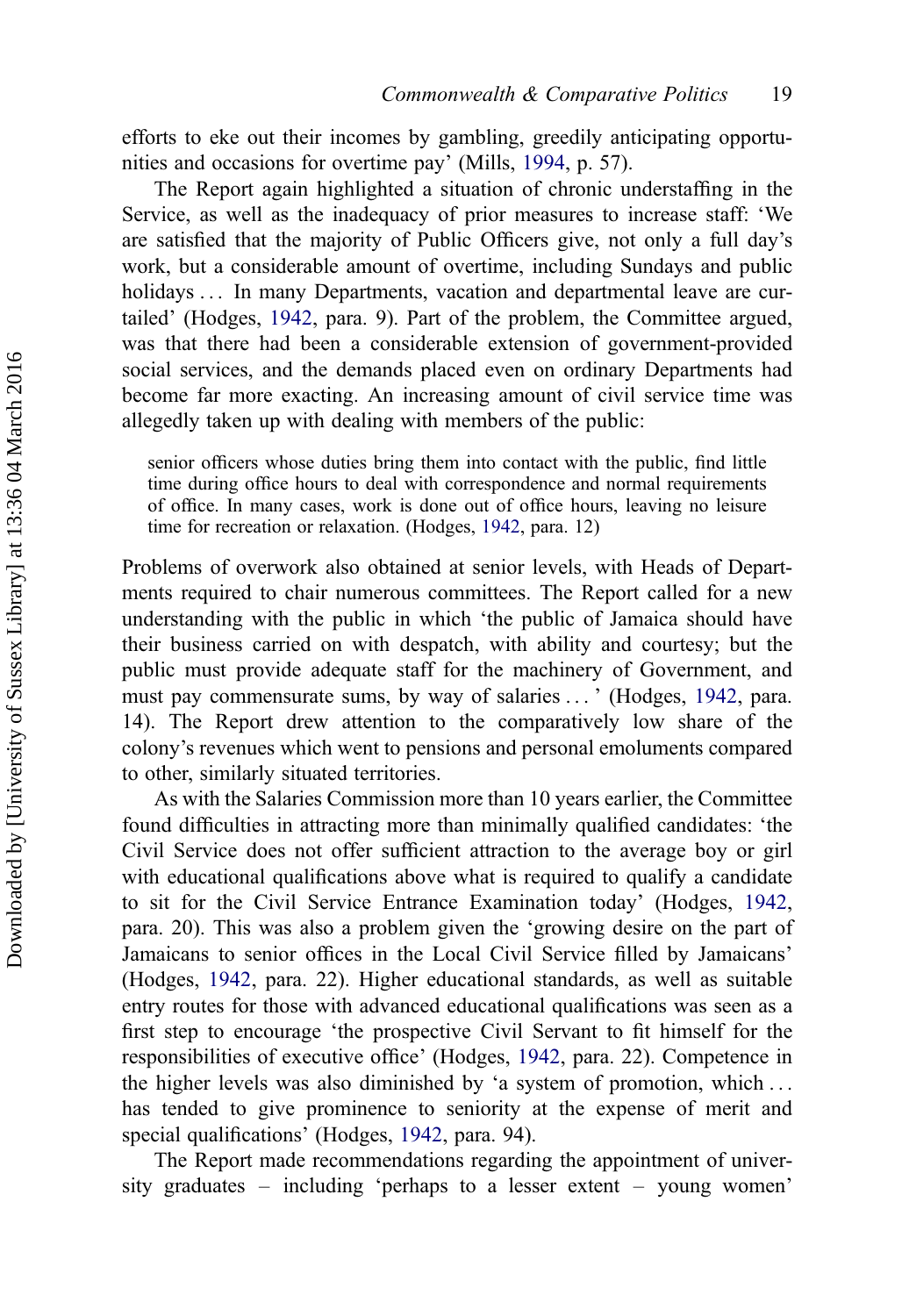efforts to eke out their incomes by gambling, greedily anticipating opportunities and occasions for overtime pay' (Mills, 1994, p. 57).

The Report again highlighted a situation of chronic understaffing in the Service, as well as the inadequacy of prior measures to increase staff: 'We are satisfied that the majority of Public Officers give, not only a full day's work, but a considerable amount of overtime, including Sundays and public holidays ... In many Departments, vacation and departmental leave are curtailed' (Hodges, 1942, para. 9). Part of the problem, the Committee argued, was that there had been a considerable extension of government-provided social services, and the demands placed even on ordinary Departments had become far more exacting. An increasing amount of civil service time was allegedly taken up with dealing with members of the public:

> senior officers whose duties bring them into contact with the public, find little time during office hours to deal with correspondence and normal requirements of office. In many cases, work is done out of office hours, leaving no leisure time for recreation or relaxation. (Hodges, 1942, para. 12)

Problems of overwork also obtained at senior levels, with Heads of Departments required to chair numerous committees. The Report called for a new understanding with the public in which 'the public of Jamaica should have their business carried on with despatch, with ability and courtesy; but the public must provide adequate staff for the machinery of Government, and must pay commensurate sums, by way of salaries ... ' (Hodges, 1942, para. 14). The Report drew attention to the comparatively low share of the colony's revenues which went to pensions and personal emoluments compared to other, similarly situated territories.

As with the Salaries Commission more than 10 years earlier, the Committee found difficulties in attracting more than minimally qualified candidates: 'the Civil Service does not offer sufficient attraction to the average boy or girl with educational qualifications above what is required to qualify a candidate to sit for the Civil Service Entrance Examination today' (Hodges, 1942, para. 20). This was also a problem given the 'growing desire on the part of Jamaicans to senior offices in the Local Civil Service filled by Jamaicans' (Hodges, 1942, para. 22). Higher educational standards, as well as suitable entry routes for those with advanced educational qualifications was seen as a first step to encourage 'the prospective Civil Servant to fit himself for the responsibilities of executive office' (Hodges, 1942, para. 22). Competence in the higher levels was also diminished by 'a system of promotion, which ... has tended to give prominence to seniority at the expense of merit and special qualifications' (Hodges, 1942, para. 94).

The Report made recommendations regarding the appointment of university graduates – including 'perhaps to a lesser extent – young women'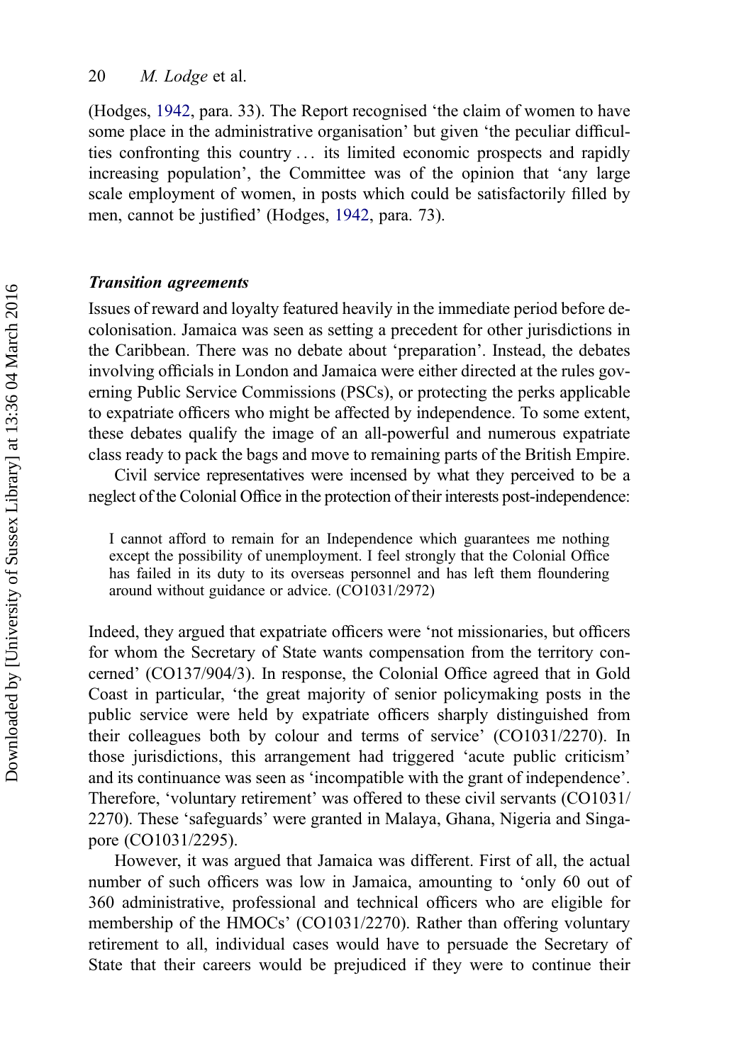(Hodges, 1942, para. 33). The Report recognised 'the claim of women to have some place in the administrative organisation' but given 'the peculiar difficulties confronting this country … its limited economic prospects and rapidly increasing population', the Committee was of the opinion that 'any large scale employment of women, in posts which could be satisfactorily filled by men, cannot be justified' (Hodges, 1942, para. 73).

### *Transition agreements*

Issues of reward and loyalty featured heavily in the immediate period before decolonisation. Jamaica was seen as setting a precedent for other jurisdictions in the Caribbean. There was no debate about 'preparation'. Instead, the debates involving officials in London and Jamaica were either directed at the rules governing Public Service Commissions (PSCs), or protecting the perks applicable to expatriate officers who might be affected by independence. To some extent, these debates qualify the image of an all-powerful and numerous expatriate class ready to pack the bags and move to remaining parts of the British Empire.

Civil service representatives were incensed by what they perceived to be a neglect of the Colonial Office in the protection of their interests post-independence:

> I cannot afford to remain for an Independence which guarantees me nothing except the possibility of unemployment. I feel strongly that the Colonial Office has failed in its duty to its overseas personnel and has left them floundering around without guidance or advice. (CO1031/2972)

Indeed, they argued that expatriate officers were 'not missionaries, but officers for whom the Secretary of State wants compensation from the territory concerned' (CO137/904/3). In response, the Colonial Office agreed that in Gold Coast in particular, 'the great majority of senior policymaking posts in the public service were held by expatriate officers sharply distinguished from their colleagues both by colour and terms of service' (CO1031/2270). In those jurisdictions, this arrangement had triggered 'acute public criticism' and its continuance was seen as 'incompatible with the grant of independence'. Therefore, 'voluntary retirement' was offered to these civil servants (CO1031/2270). These 'safeguards' were granted in Malaya, Ghana, Nigeria and Singapore (CO1031/2295).

However, it was argued that Jamaica was different. First of all, the actual number of such officers was low in Jamaica, amounting to 'only 60 out of 360 administrative, professional and technical officers who are eligible for membership of the HMOCs' (CO1031/2270). Rather than offering voluntary retirement to all, individual cases would have to persuade the Secretary of State that their careers would be prejudiced if they were to continue their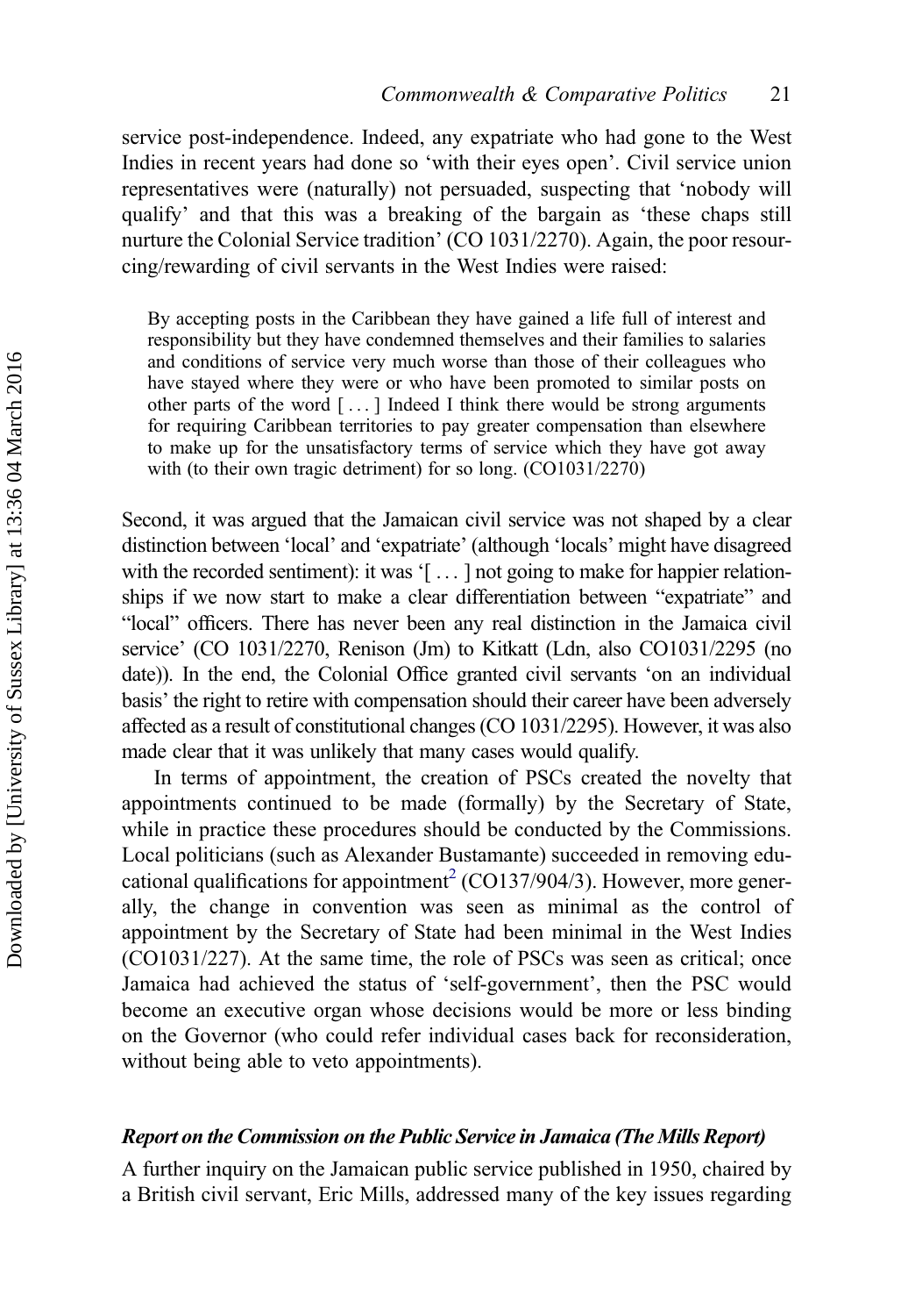service post-independence. Indeed, any expatriate who had gone to the West Indies in recent years had done so 'with their eyes open'. Civil service union representatives were (naturally) not persuaded, suspecting that 'nobody will qualify' and that this was a breaking of the bargain as 'these chaps still nurture the Colonial Service tradition' (CO 1031/2270). Again, the poor resourcing/rewarding of civil servants in the West Indies were raised:

> By accepting posts in the Caribbean they have gained a life full of interest and responsibility but they have condemned themselves and their families to salaries and conditions of service very much worse than those of their colleagues who have stayed where they were or who have been promoted to similar posts on other parts of the word [ ... ] Indeed I think there would be strong arguments for requiring Caribbean territories to pay greater compensation than elsewhere to make up for the unsatisfactory terms of service which they have got away with (to their own tragic detriment) for so long. (CO1031/2270)

Second, it was argued that the Jamaican civil service was not shaped by a clear distinction between 'local' and 'expatriate' (although 'locals' might have disagreed with the recorded sentiment): it was '[ ... ] not going to make for happier relationships if we now start to make a clear differentiation between "expatriate" and "local" officers. There has never been any real distinction in the Jamaica civil service' (CO 1031/2270, Renison (Jm) to Kitkatt (Ldn, also CO1031/2295 (no date)). In the end, the Colonial Office granted civil servants 'on an individual basis' the right to retire with compensation should their career have been adversely affected as a result of constitutional changes (CO 1031/2295). However, it was also made clear that it was unlikely that many cases would qualify.

In terms of appointment, the creation of PSCs created the novelty that appointments continued to be made (formally) by the Secretary of State, while in practice these procedures should be conducted by the Commissions. Local politicians (such as Alexander Bustamante) succeeded in removing educational qualifications for appointment[2] (CO137/904/3). However, more generally, the change in convention was seen as minimal as the control of appointment by the Secretary of State had been minimal in the West Indies (CO1031/227). At the same time, the role of PSCs was seen as critical; once Jamaica had achieved the status of 'self-government', then the PSC would become an executive organ whose decisions would be more or less binding on the Governor (who could refer individual cases back for reconsideration, without being able to veto appointments).

### *Report on the Commission on the Public Service in Jamaica (The Mills Report)*

A further inquiry on the Jamaican public service published in 1950, chaired by a British civil servant, Eric Mills, addressed many of the key issues regarding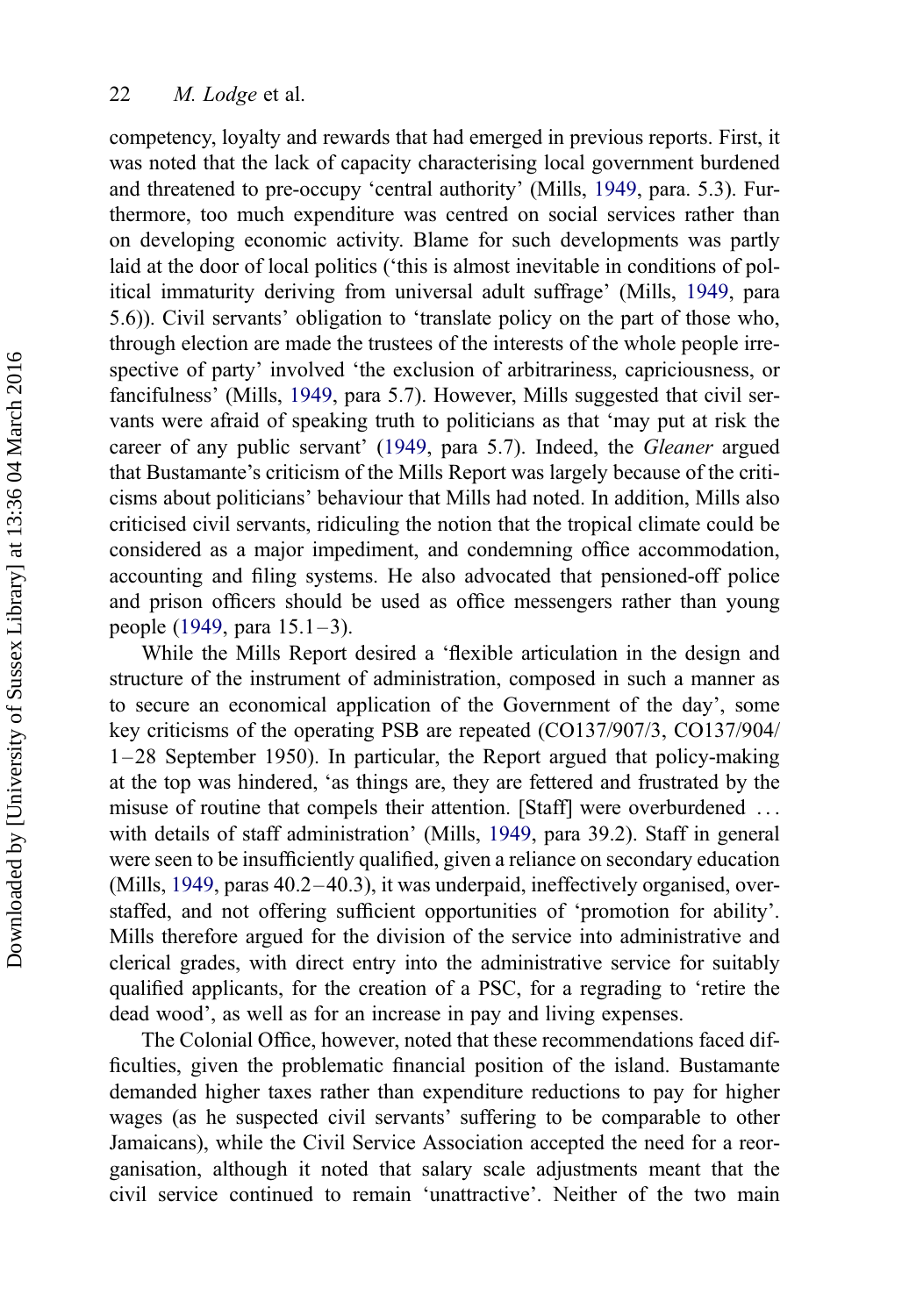competency, loyalty and rewards that had emerged in previous reports. First, it was noted that the lack of capacity characterising local government burdened and threatened to pre-occupy 'central authority' (Mills, 1949, para. 5.3). Furthermore, too much expenditure was centred on social services rather than on developing economic activity. Blame for such developments was partly laid at the door of local politics ('this is almost inevitable in conditions of political immaturity deriving from universal adult suffrage' (Mills, 1949, para 5.6)). Civil servants' obligation to 'translate policy on the part of those who, through election are made the trustees of the interests of the whole people irrespective of party' involved 'the exclusion of arbitrariness, capriciousness, or fancifulness' (Mills, 1949, para 5.7). However, Mills suggested that civil servants were afraid of speaking truth to politicians as that 'may put at risk the career of any public servant' (1949, para 5.7). Indeed, the *Gleaner* argued that Bustamante's criticism of the Mills Report was largely because of the criticisms about politicians' behaviour that Mills had noted. In addition, Mills also criticised civil servants, ridiculing the notion that the tropical climate could be considered as a major impediment, and condemning office accommodation, accounting and filing systems. He also advocated that pensioned-off police and prison officers should be used as office messengers rather than young people (1949, para 15.1–3).

While the Mills Report desired a 'flexible articulation in the design and structure of the instrument of administration, composed in such a manner as to secure an economical application of the Government of the day', some key criticisms of the operating PSB are repeated (CO137/907/3, CO137/904/1–28 September 1950). In particular, the Report argued that policy-making at the top was hindered, 'as things are, they are fettered and frustrated by the misuse of routine that compels their attention. [Staff] were overburdened … with details of staff administration' (Mills, 1949, para 39.2). Staff in general were seen to be insufficiently qualified, given a reliance on secondary education (Mills, 1949, paras 40.2–40.3), it was underpaid, ineffectively organised, overstaffed, and not offering sufficient opportunities of 'promotion for ability'. Mills therefore argued for the division of the service into administrative and clerical grades, with direct entry into the administrative service for suitably qualified applicants, for the creation of a PSC, for a regrading to 'retire the dead wood', as well as for an increase in pay and living expenses.

The Colonial Office, however, noted that these recommendations faced difficulties, given the problematic financial position of the island. Bustamante demanded higher taxes rather than expenditure reductions to pay for higher wages (as he suspected civil servants' suffering to be comparable to other Jamaicans), while the Civil Service Association accepted the need for a reorganisation, although it noted that salary scale adjustments meant that the civil service continued to remain 'unattractive'. Neither of the two main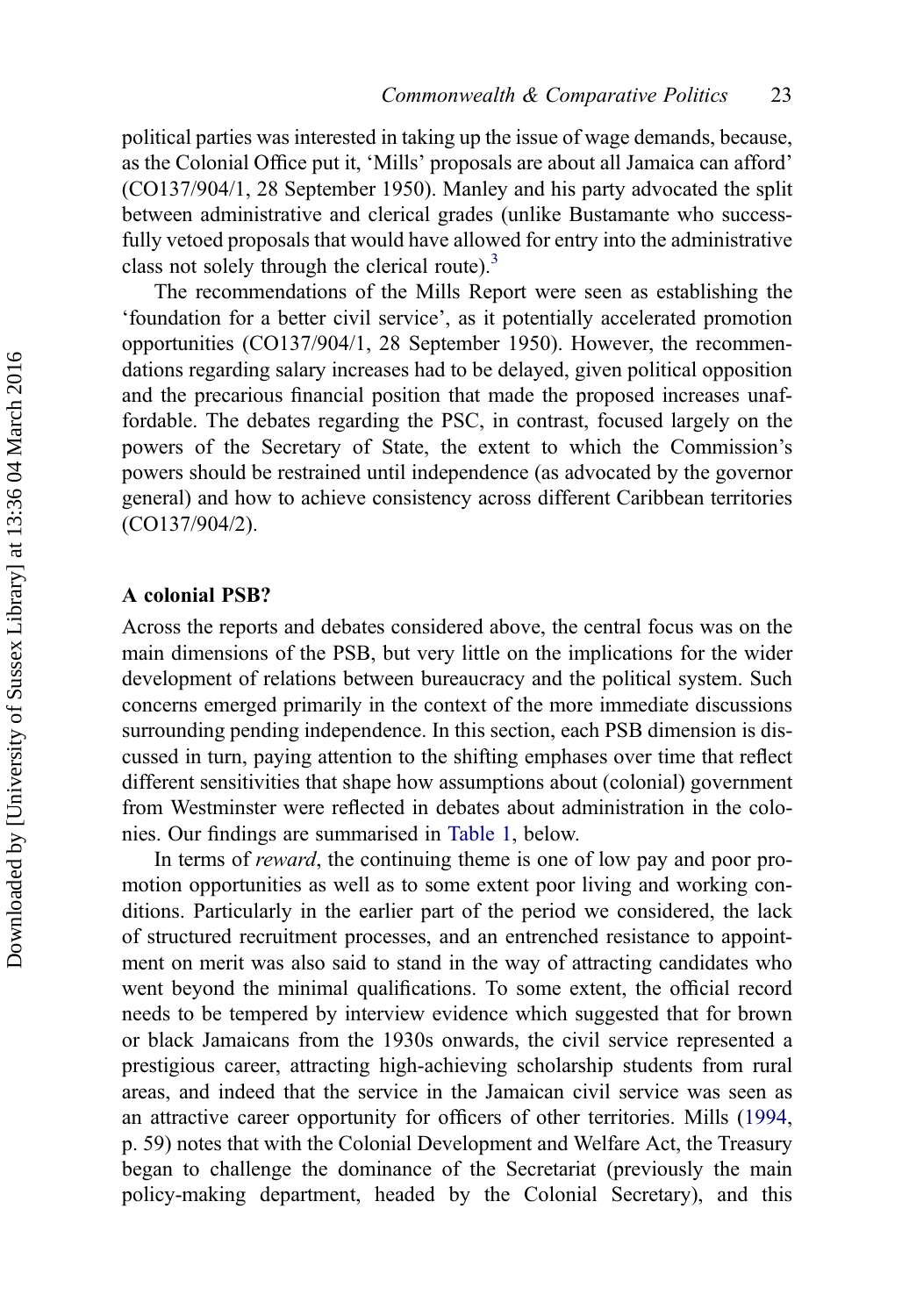political parties was interested in taking up the issue of wage demands, because, as the Colonial Office put it, 'Mills' proposals are about all Jamaica can afford' (CO137/904/1, 28 September 1950). Manley and his party advocated the split between administrative and clerical grades (unlike Bustamante who successfully vetoed proposals that would have allowed for entry into the administrative class not solely through the clerical route).[3]

The recommendations of the Mills Report were seen as establishing the 'foundation for a better civil service', as it potentially accelerated promotion opportunities (CO137/904/1, 28 September 1950). However, the recommendations regarding salary increases had to be delayed, given political opposition and the precarious financial position that made the proposed increases unaffordable. The debates regarding the PSC, in contrast, focused largely on the powers of the Secretary of State, the extent to which the Commission's powers should be restrained until independence (as advocated by the governor general) and how to achieve consistency across different Caribbean territories (CO137/904/2).

## A colonial PSB?

Across the reports and debates considered above, the central focus was on the main dimensions of the PSB, but very little on the implications for the wider development of relations between bureaucracy and the political system. Such concerns emerged primarily in the context of the more immediate discussions surrounding pending independence. In this section, each PSB dimension is discussed in turn, paying attention to the shifting emphases over time that reflect different sensitivities that shape how assumptions about (colonial) government from Westminster were reflected in debates about administration in the colonies. Our findings are summarised in Table 1, below.

In terms of *reward*, the continuing theme is one of low pay and poor promotion opportunities as well as to some extent poor living and working conditions. Particularly in the earlier part of the period we considered, the lack of structured recruitment processes, and an entrenched resistance to appointment on merit was also said to stand in the way of attracting candidates who went beyond the minimal qualifications. To some extent, the official record needs to be tempered by interview evidence which suggested that for brown or black Jamaicans from the 1930s onwards, the civil service represented a prestigious career, attracting high-achieving scholarship students from rural areas, and indeed that the service in the Jamaican civil service was seen as an attractive career opportunity for officers of other territories. Mills (1994, p. 59) notes that with the Colonial Development and Welfare Act, the Treasury began to challenge the dominance of the Secretariat (previously the main policy-making department, headed by the Colonial Secretary), and this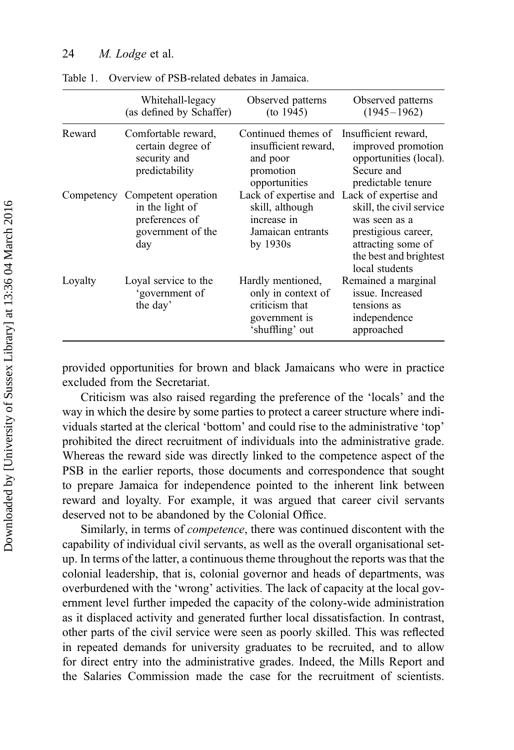Table 1. Overview of PSB-related debates in Jamaica.

| | Whitehall-legacy (as defined by Schaffer) | Observed patterns (to 1945) | Observed patterns (1945–1962) |
|---|---|---|---|
| Reward | Comfortable reward, certain degree of security and predictability | Continued themes of insufficient reward, and poor promotion opportunities | Insufficient reward, improved promotion opportunities (local). Secure and predictable tenure |
| Competency | Competent operation in the light of preferences of government of the day | Lack of expertise and skill, although increase in Jamaican entrants by 1930s | Lack of expertise and skill, the civil service was seen as a prestigious career, attracting some of the best and brightest local students |
| Loyalty | Loyal service to the 'government of the day' | Hardly mentioned, only in context of criticism that government is 'shuffling' out | Remained a marginal issue. Increased tensions as independence approached |

provided opportunities for brown and black Jamaicans who were in practice excluded from the Secretariat.

Criticism was also raised regarding the preference of the 'locals' and the way in which the desire by some parties to protect a career structure where individuals started at the clerical 'bottom' and could rise to the administrative 'top' prohibited the direct recruitment of individuals into the administrative grade. Whereas the reward side was directly linked to the competence aspect of the PSB in the earlier reports, those documents and correspondence that sought to prepare Jamaica for independence pointed to the inherent link between reward and loyalty. For example, it was argued that career civil servants deserved not to be abandoned by the Colonial Office.

Similarly, in terms of *competence*, there was continued discontent with the capability of individual civil servants, as well as the overall organisational set-up. In terms of the latter, a continuous theme throughout the reports was that the colonial leadership, that is, colonial governor and heads of departments, was overburdened with the 'wrong' activities. The lack of capacity at the local government level further impeded the capacity of the colony-wide administration as it displaced activity and generated further local dissatisfaction. In contrast, other parts of the civil service were seen as poorly skilled. This was reflected in repeated demands for university graduates to be recruited, and to allow for direct entry into the administrative grades. Indeed, the Mills Report and the Salaries Commission made the case for the recruitment of scientists.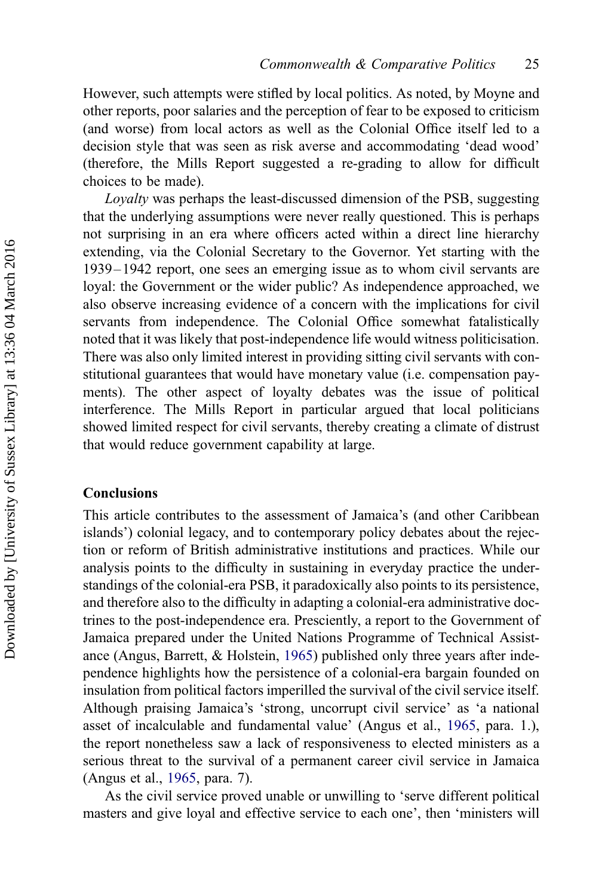However, such attempts were stifled by local politics. As noted, by Moyne and other reports, poor salaries and the perception of fear to be exposed to criticism (and worse) from local actors as well as the Colonial Office itself led to a decision style that was seen as risk averse and accommodating 'dead wood' (therefore, the Mills Report suggested a re-grading to allow for difficult choices to be made).

*Loyalty* was perhaps the least-discussed dimension of the PSB, suggesting that the underlying assumptions were never really questioned. This is perhaps not surprising in an era where officers acted within a direct line hierarchy extending, via the Colonial Secretary to the Governor. Yet starting with the 1939–1942 report, one sees an emerging issue as to whom civil servants are loyal: the Government or the wider public? As independence approached, we also observe increasing evidence of a concern with the implications for civil servants from independence. The Colonial Office somewhat fatalistically noted that it was likely that post-independence life would witness politicisation. There was also only limited interest in providing sitting civil servants with constitutional guarantees that would have monetary value (i.e. compensation payments). The other aspect of loyalty debates was the issue of political interference. The Mills Report in particular argued that local politicians showed limited respect for civil servants, thereby creating a climate of distrust that would reduce government capability at large.

## Conclusions

This article contributes to the assessment of Jamaica's (and other Caribbean islands') colonial legacy, and to contemporary policy debates about the rejection or reform of British administrative institutions and practices. While our analysis points to the difficulty in sustaining in everyday practice the understandings of the colonial-era PSB, it paradoxically also points to its persistence, and therefore also to the difficulty in adapting a colonial-era administrative doctrines to the post-independence era. Presciently, a report to the Government of Jamaica prepared under the United Nations Programme of Technical Assistance (Angus, Barrett, & Holstein, 1965) published only three years after independence highlights how the persistence of a colonial-era bargain founded on insulation from political factors imperilled the survival of the civil service itself. Although praising Jamaica's 'strong, uncorrupt civil service' as 'a national asset of incalculable and fundamental value' (Angus et al., 1965, para. 1.), the report nonetheless saw a lack of responsiveness to elected ministers as a serious threat to the survival of a permanent career civil service in Jamaica (Angus et al., 1965, para. 7).

As the civil service proved unable or unwilling to 'serve different political masters and give loyal and effective service to each one', then 'ministers will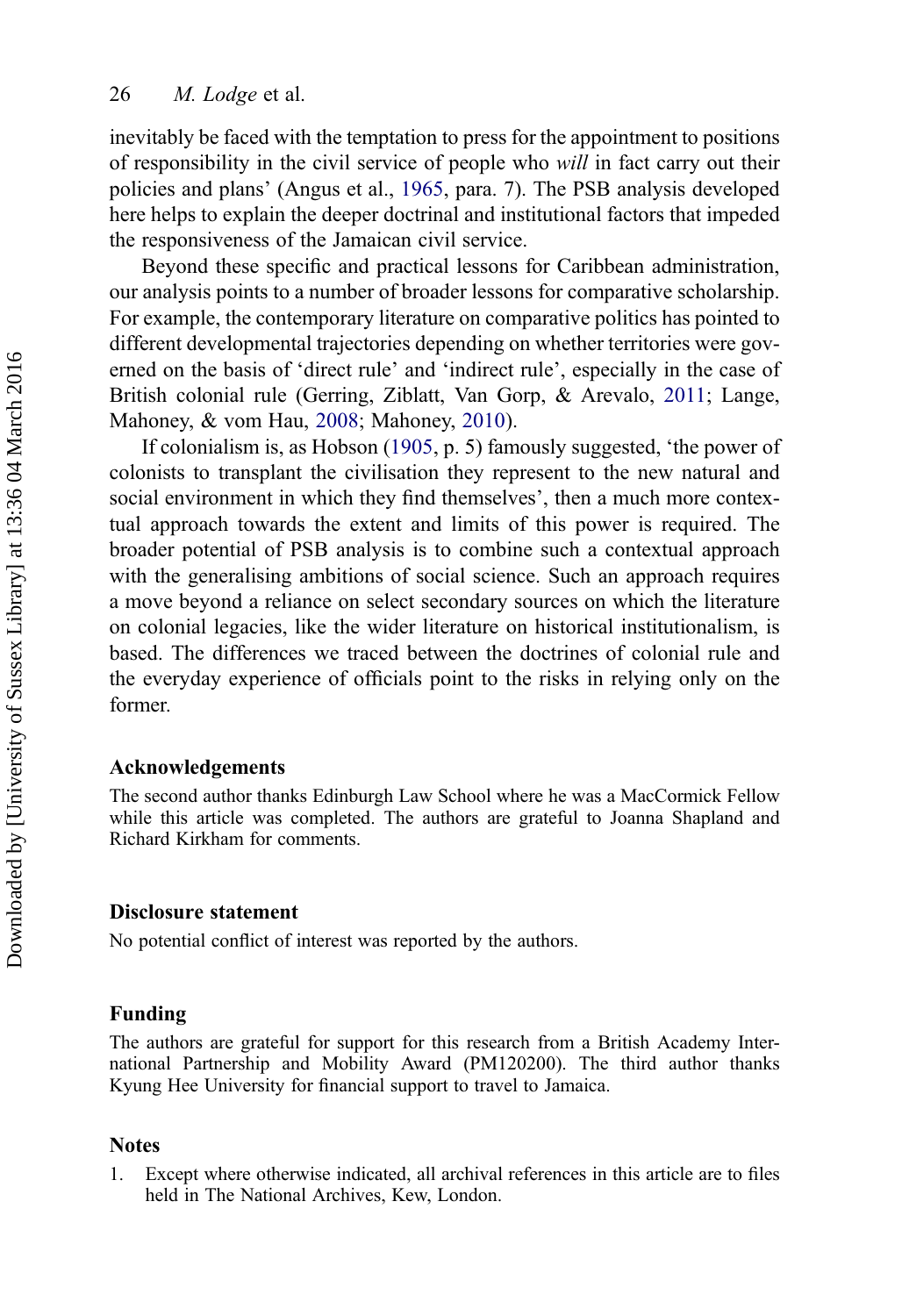inevitably be faced with the temptation to press for the appointment to positions of responsibility in the civil service of people who *will* in fact carry out their policies and plans' (Angus et al., 1965, para. 7). The PSB analysis developed here helps to explain the deeper doctrinal and institutional factors that impeded the responsiveness of the Jamaican civil service.

Beyond these specific and practical lessons for Caribbean administration, our analysis points to a number of broader lessons for comparative scholarship. For example, the contemporary literature on comparative politics has pointed to different developmental trajectories depending on whether territories were governed on the basis of 'direct rule' and 'indirect rule', especially in the case of British colonial rule (Gerring, Ziblatt, Van Gorp, & Arevalo, 2011; Lange, Mahoney, & vom Hau, 2008; Mahoney, 2010).

If colonialism is, as Hobson (1905, p. 5) famously suggested, 'the power of colonists to transplant the civilisation they represent to the new natural and social environment in which they find themselves', then a much more contextual approach towards the extent and limits of this power is required. The broader potential of PSB analysis is to combine such a contextual approach with the generalising ambitions of social science. Such an approach requires a move beyond a reliance on select secondary sources on which the literature on colonial legacies, like the wider literature on historical institutionalism, is based. The differences we traced between the doctrines of colonial rule and the everyday experience of officials point to the risks in relying only on the former.

## Acknowledgements

The second author thanks Edinburgh Law School where he was a MacCormick Fellow while this article was completed. The authors are grateful to Joanna Shapland and Richard Kirkham for comments.

## Disclosure statement

No potential conflict of interest was reported by the authors.

## Funding

The authors are grateful for support for this research from a British Academy International Partnership and Mobility Award (PM120200). The third author thanks Kyung Hee University for financial support to travel to Jamaica.

## Notes

1. Except where otherwise indicated, all archival references in this article are to files held in The National Archives, Kew, London.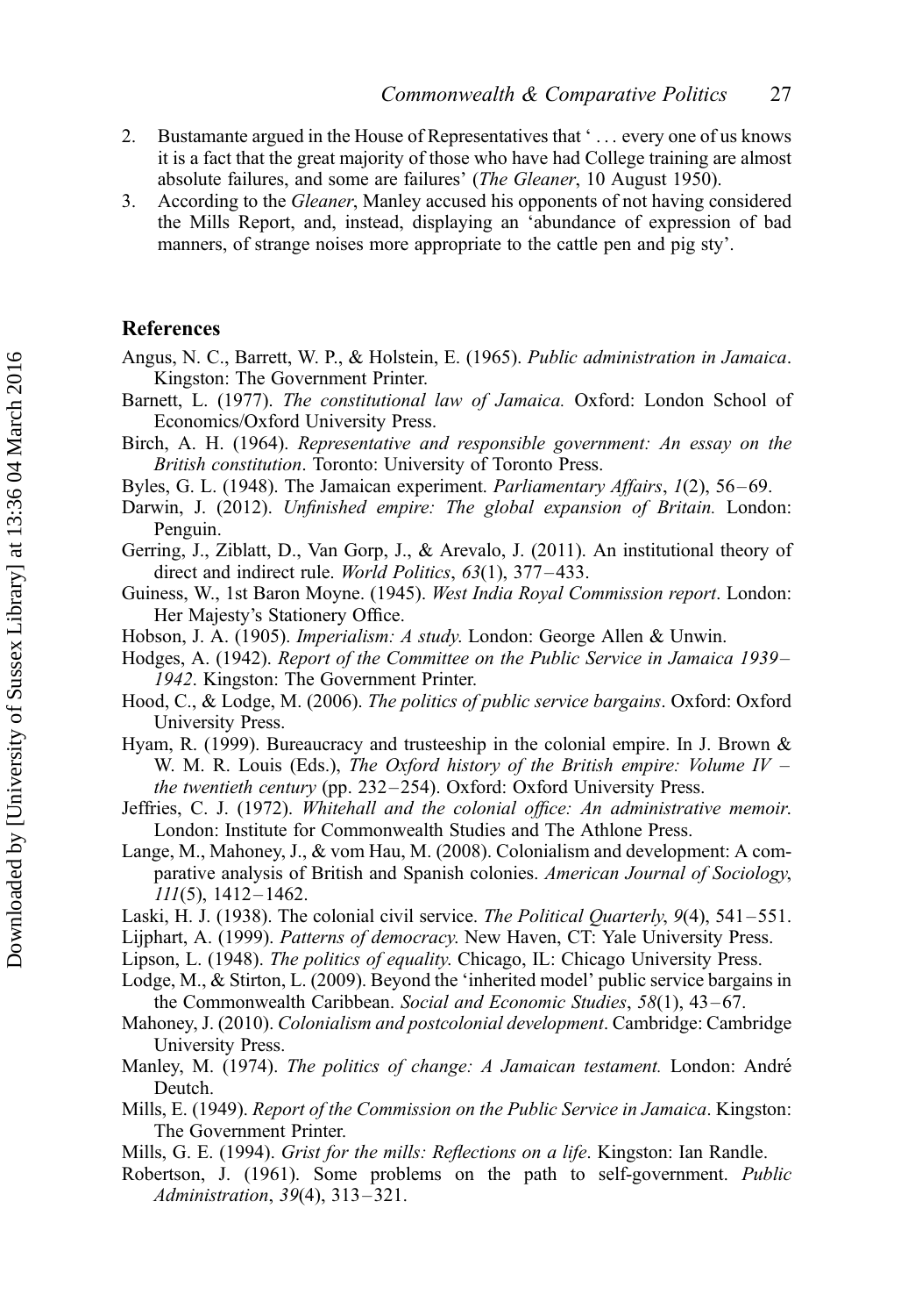2. Bustamante argued in the House of Representatives that ' . . . every one of us knows it is a fact that the great majority of those who have had College training are almost absolute failures, and some are failures' (*The Gleaner*, 10 August 1950).
3. According to the *Gleaner*, Manley accused his opponents of not having considered the Mills Report, and, instead, displaying an 'abundance of expression of bad manners, of strange noises more appropriate to the cattle pen and pig sty'.

## References

Angus, N. C., Barrett, W. P., & Holstein, E. (1965). *Public administration in Jamaica*. Kingston: The Government Printer.

Barnett, L. (1977). *The constitutional law of Jamaica.* Oxford: London School of Economics/Oxford University Press.

Birch, A. H. (1964). *Representative and responsible government: An essay on the British constitution*. Toronto: University of Toronto Press.

Byles, G. L. (1948). The Jamaican experiment. *Parliamentary Affairs*, *1*(2), 56–69.

Darwin, J. (2012). *Unfinished empire: The global expansion of Britain.* London: Penguin.

Gerring, J., Ziblatt, D., Van Gorp, J., & Arevalo, J. (2011). An institutional theory of direct and indirect rule. *World Politics*, *63*(1), 377–433.

Guiness, W., 1st Baron Moyne. (1945). *West India Royal Commission report*. London: Her Majesty's Stationery Office.

Hobson, J. A. (1905). *Imperialism: A study.* London: George Allen & Unwin.

Hodges, A. (1942). *Report of the Committee on the Public Service in Jamaica 1939–1942*. Kingston: The Government Printer.

Hood, C., & Lodge, M. (2006). *The politics of public service bargains*. Oxford: Oxford University Press.

Hyam, R. (1999). Bureaucracy and trusteeship in the colonial empire. In J. Brown & W. M. R. Louis (Eds.), *The Oxford history of the British empire: Volume IV – the twentieth century* (pp. 232–254). Oxford: Oxford University Press.

Jeffries, C. J. (1972). *Whitehall and the colonial office: An administrative memoir.* London: Institute for Commonwealth Studies and The Athlone Press.

Lange, M., Mahoney, J., & vom Hau, M. (2008). Colonialism and development: A comparative analysis of British and Spanish colonies. *American Journal of Sociology*, *111*(5), 1412–1462.

Laski, H. J. (1938). The colonial civil service. *The Political Quarterly*, *9*(4), 541–551.

Lijphart, A. (1999). *Patterns of democracy.* New Haven, CT: Yale University Press.

Lipson, L. (1948). *The politics of equality.* Chicago, IL: Chicago University Press.

Lodge, M., & Stirton, L. (2009). Beyond the 'inherited model' public service bargains in the Commonwealth Caribbean. *Social and Economic Studies*, *58*(1), 43–67.

Mahoney, J. (2010). *Colonialism and postcolonial development*. Cambridge: Cambridge University Press.

Manley, M. (1974). *The politics of change: A Jamaican testament.* London: André Deutch.

Mills, E. (1949). *Report of the Commission on the Public Service in Jamaica*. Kingston: The Government Printer.

Mills, G. E. (1994). *Grist for the mills: Reflections on a life*. Kingston: Ian Randle.

Robertson, J. (1961). Some problems on the path to self-government. *Public Administration*, *39*(4), 313–321.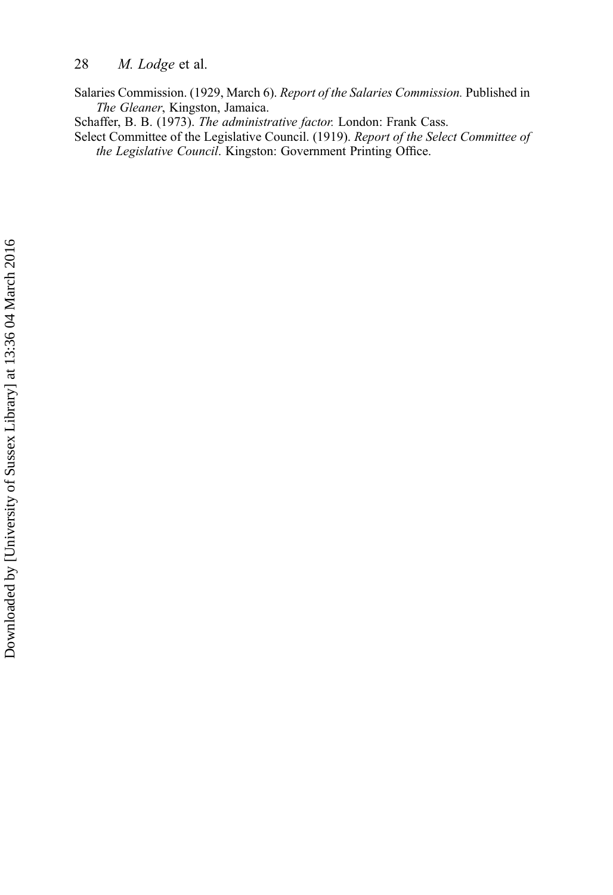Salaries Commission. (1929, March 6). *Report of the Salaries Commission.* Published in *The Gleaner*, Kingston, Jamaica.

Schaffer, B. B. (1973). *The administrative factor.* London: Frank Cass.

Select Committee of the Legislative Council. (1919). *Report of the Select Committee of the Legislative Council*. Kingston: Government Printing Office.